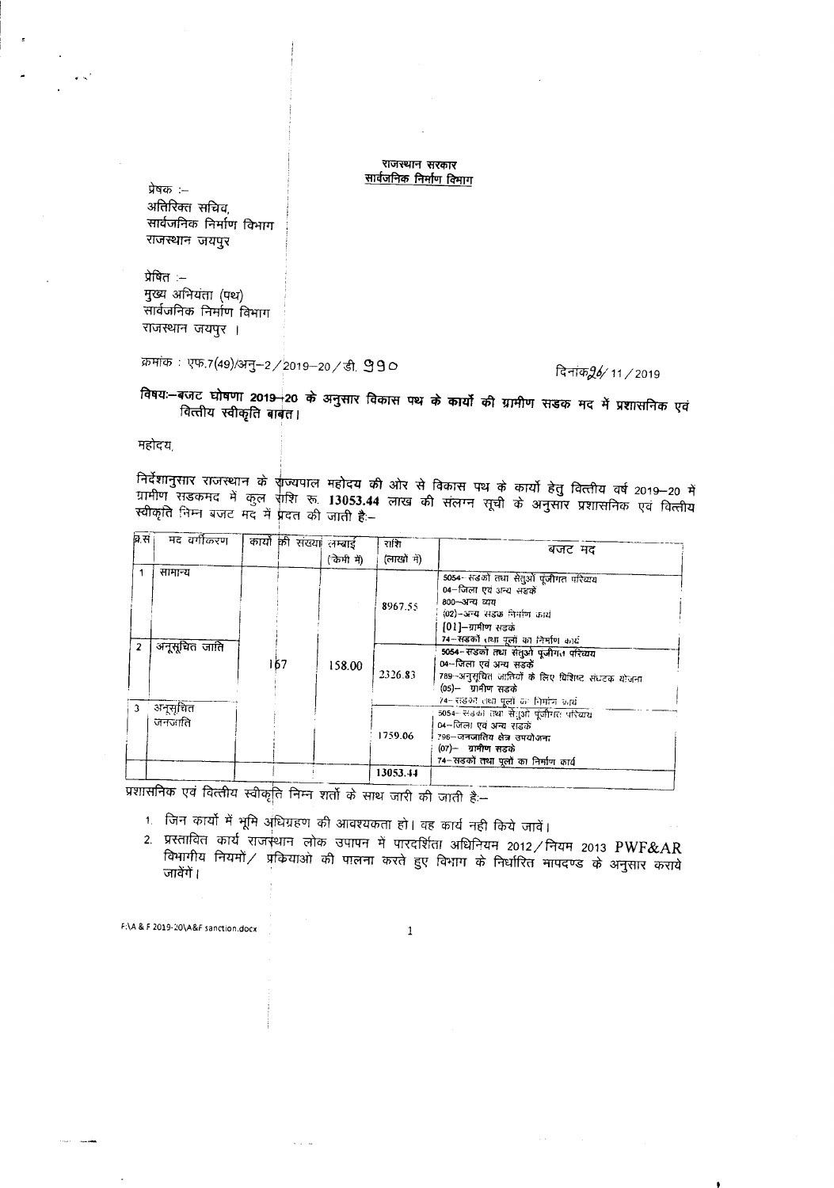राजस्थान सरकार
सार्वजनिक निर्माण विभाग

प्रेषक :–
अतिरिक्त सचिव,
सार्वजनिक निर्माण विभाग
राजस्थान जयपुर

प्रेषित :–
मुख्य अभियंता (पथ)
सार्वजनिक निर्माण विभाग
राजस्थान जयपुर ।

क्रमांक : एफ.7(49)/अनु–2/2019–20/डी. 990 दिनांक 26/11/2019

**विषयः–बजट घोषणा 2019–20 के अनुसार विकास पथ के कार्यों की ग्रामीण सडक मद में प्रशासनिक एवं वित्तीय स्वीकृति बाबत।**

महोदय,

निर्देशानुसार राजस्थान के राज्यपाल महोदय की ओर से विकास पथ के कार्यो हेतु वित्तीय वर्ष 2019–20 में ग्रामीण सडकमद में कुल राशि रू. **13053.44** लाख की संलग्न सूची के अनुसार प्रशासनिक एवं वित्तीय स्वीकृति निम्न बजट मद में प्रदत की जाती है:–

| क्र.सं | मद वर्गीकरण | कार्यो की संख्या | लम्बाई (केमी में) | राशि (लाखो में) | बजट मद |
|---|---|---|---|---|---|
| 1 | सामान्य | 167 | 158.00 | 8967.55 | 5054- सडकों तथा सेतुओं पूंजीगत परिव्यय<br>04–जिला एवं अन्य सडकें<br>800–अन्य व्यय<br>(02)–अन्य सडक निर्माण कार्य<br>[01]–ग्रामीण सडके<br>74–सडकों तथा पुलों का निर्माण कार्य |
| 2 | अनूसूचित जाति | | | 2326.83 | 5054- सडकों तथा सेतुओं पूंजीगत परिव्यय<br>04–जिला एवं अन्य सडकें<br>789–अनुसूचित जातियों के लिए विशिष्ट संघटक योजना<br>(05)– ग्रामीण सडके<br>74–सडकों तथा पुलों का निर्माण कार्य |
| 3 | अनुसूचित जनजाति | | | 1759.06 | 5054- सडकों तथा सेतुओं पूंजीगत परिव्यय<br>04–जिला एवं अन्य सडकें<br>796–जनजातिय क्षेत्र उपयोजना<br>(07)– ग्रामीण सडके<br>74–सडकों तथा पुलों का निर्माण कार्य |
| | | | | 13053.44 | |

प्रशासनिक एवं वित्तीय स्वीकृति निम्न शर्तो के साथ जारी की जाती है:–

1. जिन कार्यो में भूमि अधिग्रहण की आवश्यकता हो। वह कार्य नही किये जावें।
2. प्रस्तावित कार्य राजस्थान लोक उपापन में पारदर्शिता अधिनियम 2012/नियम 2013 PWF&AR विभागीय नियमों/ प्रकियाओ की पालना करते हुए विभाग के निर्धारित मापदण्ड के अनुसार कराये जावेंगें।

F:\A & F 2019-20\A&F sanction.docx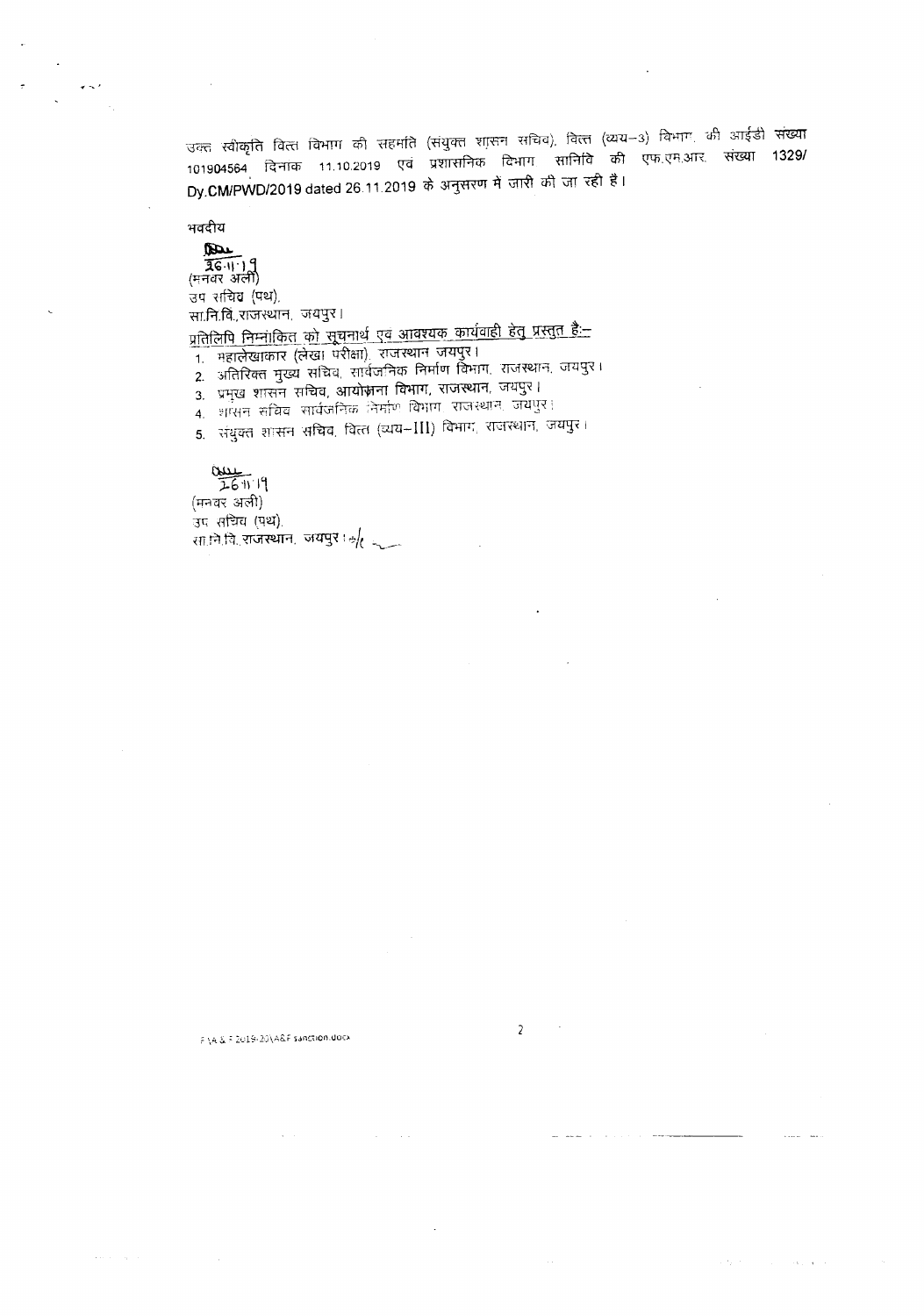उक्त स्वीकृति वित्त विभाग की सहमति (संयुक्त शासन सचिव), वित्त (व्यय–3) विभाग की आईडी संख्या 101904564 दिनाक 11.10.2019 एवं प्रशासनिक विभाग सानिवि की एफ.एम.आर. संख्या 1329/ Dy.CM/PWD/2019 dated 26.11.2019 के अनुसरण में जारी की जा रही है।

भवदीय

26.11.19
(मनवर अली)
उप सचिव (पथ),
सा.नि.वि.,राजस्थान, जयपुर।

<u>प्रतिलिपि निम्नांकित को सूचनार्थ एवं आवश्यक कार्यवाही हेतु प्रस्तुत है:–</u>

1. महालेखाकार (लेखा परीक्षा), राजस्थान जयपुर।
2. अतिरिक्त मुख्य सचिव, सार्वजनिक निर्माण विभाग, राजस्थान, जयपुर।
3. प्रमुख शासन सचिव, आयोजना विभाग, राजस्थान, जयपुर।
4. शासन सचिव सार्वजनिक निर्माण विभाग राजस्थान, जयपुर।
5. संयुक्त शासन सचिव, वित्त (व्यय–III) विभाग, राजस्थान, जयपुर।

26.11.19
(मनवर अली)
उप सचिव (पथ),
सा.नि.वि.,राजस्थान, जयपुर।

F:\A & F 2019-20\A&F sanction.docx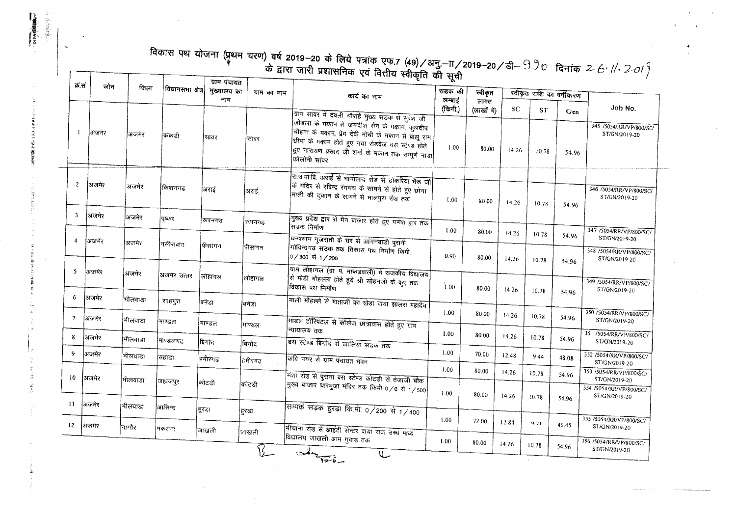# विकास पथ योजना (प्रथम चरण) वर्ष 2019–20 के लिये पत्रांक एफ.7 (49)/अनु.–II/2019–20/डी– 990 दिनांक 26.11.2019 के द्वारा जारी प्रशासनिक एवं वित्तीय स्वीकृति की सूची

| क्र.सं | जोन | जिला | विधानसभा क्षेत्र | ग्राम पंचायत मुख्यालय का नाम | ग्राम का नाम | कार्य का नाम | सड़क की लम्बाई (किमी.) | स्वीकृत लागत (लाखों में) | स्वीकृत राशि का वर्गीकरण | | | Job No. |
|---|---|---|---|---|---|---|---|---|---|---|---|---|
| | | | | | | | | | SC | ST | Gen | |
| 1 | अजमेर | अजमेर | ककडी | सावर | सावर | ग्राम सावर में देवली चौराहे मुख्य सड़क से सुरेश जी जोडला के मकान से जगदीश सैन के मकान, कुलदीप चौहान के मकान, प्रेम देवी मोची के मकान से बालू राम छीपा के मकान होते हुए नया रोडवेज बस स्टैण्ड होते हुए नारायण प्रसाद जी शर्मा के मकान तक सम्पूर्ण नाडा कॉलोनी सांवर | 1.00 | 80.00 | 14.26 | 10.78 | 54.96 | 345 /5054/RR/VP/800/SC/ST/GN/2019-20 |
| 2 | अजमेर | अजमेर | किशनगढ | अराई | अराई | रा.उ.मा.वि. अराई से भामोलाव रोड से ठोकरिया भैरू जी के मंदिर से रविन्द्र रंगमच के सामने से होते हुए छोगा माली की दुकान के सामने से मालपुरा रोड तक | 1.00 | 80.00 | 14.26 | 10.78 | 54.96 | 346 /5054/RR/VP/800/SC/ST/GN/2019-20 |
| 3 | अजमेर | अजमेर | पुष्कर | रूपनगढ | रूपनगढ | मुख्य प्रदेश द्वार से मैन बाजार होते हुए गणेश द्वार तक सड़क निर्माण | 1.00 | 80.00 | 14.26 | 10.78 | 54.96 | 347 /5054/RR/VP/800/SC/ST/GN/2019-20 |
| 4 | अजमेर | अजमेर | नसीराबाद | पीसांगन | पीसांगन | घनश्याम गुजराती के घर से आंगनबाडी पुरानी गोविन्दगढ सड़क तक विकास पथ निर्माण किमी. 0/300 से 1/200 | 0.90 | 80.00 | 14.26 | 10.78 | 54.96 | 348 /5054/RR/VP/800/SC/ST/GN/2019-20 |
| 5 | अजमेर | अजमेर | अजमेर उत्तर | लोहागल | लोहागल | ग्राम लोहागल (ग्रा. पं. माकडवाली) में राजकीय विद्यालय से मोडी मौहल्ला होते हुये श्री सोहनजी के कुए तक विकास पथ निर्माण | 1.00 | 80.00 | 14.26 | 10.78 | 54.96 | 349 /5054/RR/VP/800/SC/ST/GN/2019-20 |
| 6 | अजमेर | भीलवाडा | शाहपुरा | बनेडा | बनेडा | माली मोहल्ले से माताजी का खेडा वाया झालरा महादेव | 1.00 | 80.00 | 14.26 | 10.78 | 54.96 | 350 /5054/RR/VP/800/SC/ST/GN/2019-20 |
| 7 | अजमेर | भीलवाडा | माण्डल | माण्डल | माण्डल | माडल हॉस्पिटल से कॉलेज छात्रावास होते हुए ग्राम न्यायालय तक | 1.00 | 80.00 | 14.26 | 10.78 | 54.96 | 351 /5054/RR/VP/800/SC/ST/GN/2019-20 |
| 8 | अजमेर | भीलवाडा | माण्डलगढ | बिगोद | बिगोद | बस स्टेण्ड बिगोद से जालिया सड़क तक | 1.00 | 70.00 | 12.48 | 9.44 | 48.08 | 352 /5054/RR/VP/800/SC/ST/GN/2019-20 |
| 9 | अजमेर | भीलवाडा | सहाडा | हमीरगढ | हमीरगढ | कवि नगर से ग्राम पंचायत भवन | 1.00 | 80.00 | 14.26 | 10.78 | 54.96 | 353 /5054/RR/VP/800/SC/ST/GN/2019-20 |
| 10 | अजमेर | भीलवाडा | जहाजपुर | कोटडी | कोटडी | मशा रोड से पुराना बस स्टेण्ड कोटड़ी से तेजाजी चौक मुख्य बाजार चारभुजा मंदिर तक किमी 0/0 से 1/500 | 1.00 | 80.00 | 14.26 | 10.78 | 54.96 | 354 /5054/RR/VP/800/SC/ST/GN/2019-20 |
| 11 | अजमेर | भीलवाडा | आसिन्द | हुरडा | हुरडा | सम्पर्क सड़क हुरडा कि.मी. 0/200 से 1/400 | 1.00 | 72.00 | 12.84 | 9.71 | 49.45 | 355 /5054/RR/VP/800/SC/ST/GN/2019-20 |
| 12 | अजमेर | नागौर | मकराना | जाखली | जाखली | मींचाना रोड से आईटी सेन्टर वाया राज उच्च माध्य विद्यालय जाखली आम गुवाड तक | 1.00 | 80.00 | 14.26 | 10.78 | 54.96 | 356 /5054/RR/VP/800/SC/ST/GN/2019-20 |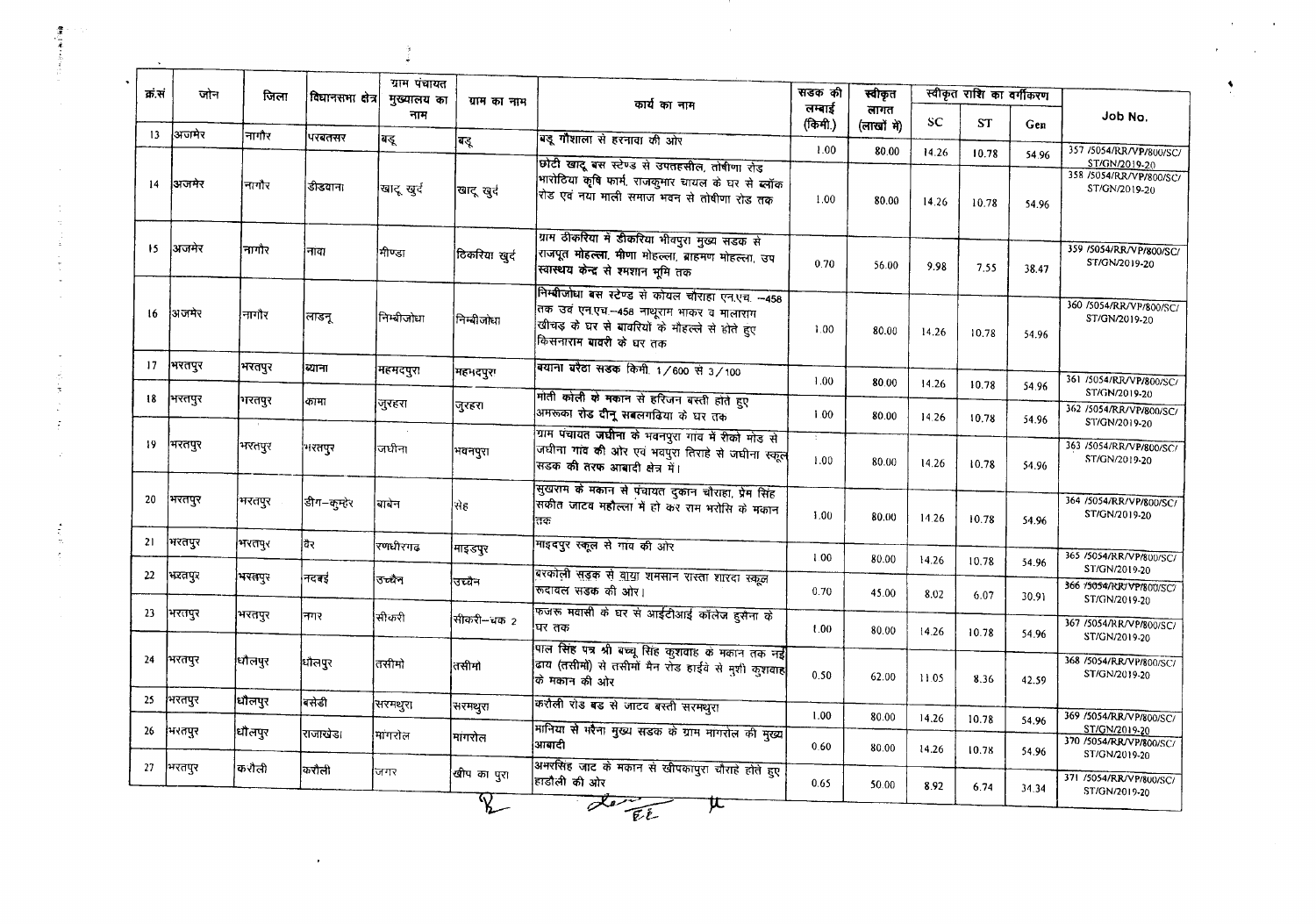| क्र.सं | जोन | जिला | विधानसभा क्षेत्र | ग्राम पंचायत मुख्यालय का नाम | ग्राम का नाम | कार्य का नाम | सड़क की लम्बाई (किमी.) | स्वीकृत लागत (लाखों में) | स्वीकृत राशि का वर्गीकरण | | | Job No. |
|---|---|---|---|---|---|---|---|---|---|---|---|---|
| | | | | | | | | | SC | ST | Gen | |
| 13 | अजमेर | नागौर | परबतसर | बडू | बडू | बडू गौशाला से हरनावा की ओर | 1.00 | 80.00 | 14.26 | 10.78 | 54.96 | 357 /5054/RR/VP/800/SC/ST/GN/2019-20 |
| 14 | अजमेर | नागौर | डीडवाना | खाटू खुर्द | खाटू खुर्द | छोटी खाटू बस स्टेण्ड से उपतहसील, तोषीणा रोड भारोठिया कृषि फार्म, राजकुमार चायल के घर से ब्लॉक रोड एवं नया माली समाज भवन से तोषीणा रोड तक | 1.00 | 80.00 | 14.26 | 10.78 | 54.96 | 358 /5054/RR/VP/800/SC/ST/GN/2019-20 |
| 15 | अजमेर | नागौर | नावा | मीण्डा | ठिकरिया खुर्द | ग्राम ठीकरिया में डीकरिया भीवपुरा मुख्य सडक से राजपूत मोहल्ला, मीणा मोहल्ला, ब्राहमण मोहल्ला, उप स्वास्थय केन्द्र से श्मशान भूमि तक | 0.70 | 56.00 | 9.98 | 7.55 | 38.47 | 359 /5054/RR/VP/800/SC/ST/GN/2019-20 |
| 16 | अजमेर | नागौर | लाडनू | निम्बीजोधा | निम्बीजोधा | निम्बीजोधा बस स्टेण्ड से कोयल चौराहा एन.एच. –458 तक उवं एन.एच.–458 नाथूराम भाकर व मालाराम खीचड़ के घर से बावरियों के मौहल्ले से होते हुए किसनाराम बावरी के घर तक | 1.00 | 80.00 | 14.26 | 10.78 | 54.96 | 360 /5054/RR/VP/800/SC/ST/GN/2019-20 |
| 17 | भरतपुर | भरतपुर | बयाना | महमदपुरा | महमदपुरा | बयाना बरैठा सडक किमी. 1/600 से 3/100 | 1.00 | 80.00 | 14.26 | 10.78 | 54.96 | 361 /5054/RR/VP/800/SC/ST/GN/2019-20 |
| 18 | भरतपुर | भरतपुर | कामा | जुरहरा | जुरहरा | मोती कोली के मकान से हरिजन बस्ती होते हुए अमरूका रोड दीनू सबलगढिया के घर तक | 1.00 | 80.00 | 14.26 | 10.78 | 54.96 | 362 /5054/RR/VP/800/SC/ST/GN/2019-20 |
| 19 | भरतपुर | भरतपुर | भरतपुर | जघीना | भवनपुरा | ग्राम पंचायत जघीना के भवनपुरा गांव में रीको मोड से जघीना गांव की ओर एवं भवपुरा तिराहे से जघीना स्कूल सडक की तरफ आबादी क्षेत्र में। | 1.00 | 80.00 | 14.26 | 10.78 | 54.96 | 363 /5054/RR/VP/800/SC/ST/GN/2019-20 |
| 20 | भरतपुर | भरतपुर | डीग–कुम्हेर | बाबेन | सेह | सुखराम के मकान से पंचायत दुकान चौराहा, प्रेम सिंह सकीत जाटव महौल्ला में हो कर राम भरोसि के मकान तक | 1.00 | 80.00 | 14.26 | 10.78 | 54.96 | 364 /5054/RR/VP/800/SC/ST/GN/2019-20 |
| 21 | भरतपुर | भरतपुर | वैर | रणधीरगढ | माइडपुर | माइदपुर स्कूल से गाव की ओर | 1.00 | 80.00 | 14.26 | 10.78 | 54.96 | 365 /5054/RR/VP/800/SC/ST/GN/2019-20 |
| 22 | भरतपुर | भरतपुर | नदबई | उच्चैन | उच्चैन | बरकोली सड़क से वाया शमसान रास्ता शारदा स्कूल रूदावल सडक की ओर। | 0.70 | 45.00 | 8.02 | 6.07 | 30.91 | 366 /5054/RR/VP/800/SC/ST/GN/2019-20 |
| 23 | भरतपुर | भरतपुर | नगर | सीकरी | सीकरी–धक 2 | फजरू मवासी के घर से आईटीआई कॉलेज हुसैना के घर तक | 1.00 | 80.00 | 14.26 | 10.78 | 54.96 | 367 /5054/RR/VP/800/SC/ST/GN/2019-20 |
| 24 | भरतपुर | धौलपुर | धौलपुर | तसीमो | तसीमो | पाल सिंह पत्र श्री बच्चू सिंह कुशवाह के मकान तक नई ढाय (तसीमों) से तसीमों मैन रोड हाईवे से मुशी कुशवाह के मकान की ओर | 0.50 | 62.00 | 11.05 | 8.36 | 42.59 | 368 /5054/RR/VP/800/SC/ST/GN/2019-20 |
| 25 | भरतपुर | धौलपुर | बसेडी | सरमथुरा | सरमथुरा | करौली रोड बड से जाटव बस्ती सरमथुरा | 1.00 | 80.00 | 14.26 | 10.78 | 54.96 | 369 /5054/RR/VP/800/SC/ST/GN/2019-20 |
| 26 | भरतपुर | धौलपुर | राजाखेडा | मांगरोल | मांगरोल | मानिया से मरैना मुख्य सडक के ग्राम मागरोल की मुख्य आबादी | 0.60 | 80.00 | 14.26 | 10.78 | 54.96 | 370 /5054/RR/VP/800/SC/ST/GN/2019-20 |
| 27 | भरतपुर | करौली | करौली | जगर | खीप का पुरा | अमरसिंह जाट के मकान से खीपकापुरा चौराहे होते हुए हाडौली की ओर | 0.65 | 50.00 | 8.92 | 6.74 | 34.34 | 371 /5054/RR/VP/800/SC/ST/GN/2019-20 |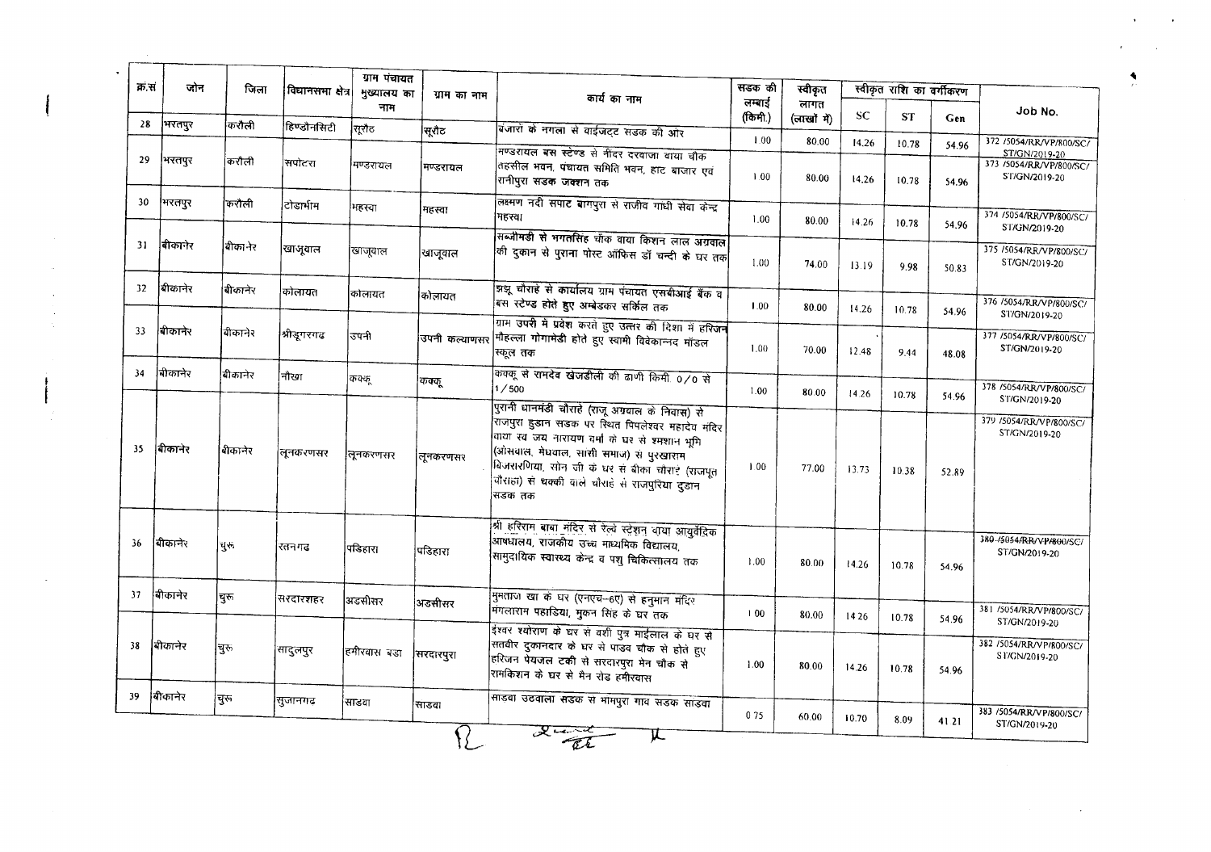| क्र.सं | जोन | जिला | विधानसभा क्षेत्र | ग्राम पंचायत मुख्यालय का नाम | ग्राम का नाम | कार्य का नाम | सड़क की लम्बाई (किमी.) | स्वीकृत लागत (लाखों में) | स्वीकृत राशि का वर्गीकरण | | | Job No. |
|---|---|---|---|---|---|---|---|---|---|---|---|---|
| | | | | | | | | | SC | ST | Gen | |
| 28 | भरतपुर | करौली | हिण्डौनसिटी | सूरौठ | सूरौठ | बंजारों के नगला से वाईजट्ट सडक की ओर | 1.00 | 80.00 | 14.26 | 10.78 | 54.96 | 372 /5054/RR/VP/800/SC/ST/GN/2019-20 |
| 29 | भरतपुर | करौली | सपोटरा | मण्डरायल | मण्डरायल | मण्डरायल बस स्टेण्ड से नीदर दरवाजा वाया चौक तहसील भवन, पंचायत समिति भवन, हाट बाजार एवं रानीपुरा सडक जक्शन तक | 1.00 | 80.00 | 14.26 | 10.78 | 54.96 | 373 /5054/RR/VP/800/SC/ST/GN/2019-20 |
| 30 | भरतपुर | करौली | टोडाभीम | महस्वा | महस्वा | लक्ष्मण नदी सपाट बागपुरा से राजीव गांधी सेवा केन्द्र महस्वा | 1.00 | 80.00 | 14.26 | 10.78 | 54.96 | 374 /5054/RR/VP/800/SC/ST/GN/2019-20 |
| 31 | बीकानेर | बीकानेर | खाजूवाल | खाजूवाल | खाजूवाल | सब्जीमंडी से भगतसिंह चौक वाया किशन लाल अग्रवाल की दुकान से पुराना पोस्ट ऑफिस डॉ चन्दी के घर तक | 1.00 | 74.00 | 13.19 | 9.98 | 50.83 | 375 /5054/RR/VP/800/SC/ST/GN/2019-20 |
| 32 | बीकानेर | बीकानेर | कोलायत | कोलायत | कोलायत | झझू चौराहे से कार्यालय ग्राम पंचायत एसबीआई बैंक व बस स्टेण्ड होते हुए अम्बेडकर सर्किल तक | 1.00 | 80.00 | 14.26 | 10.78 | 54.96 | 376 /5054/RR/VP/800/SC/ST/GN/2019-20 |
| 33 | बीकानेर | बीकानेर | श्रीडूंगरगढ | उपनी | उपनी कल्याणसर | ग्राम उपनी में प्रवेश करते हुए उत्तर की दिशा में हरिजन मौहल्ला गोगामेडी होते हुए स्वामी विवेकानन्द मॉडल स्कूल तक | 1.00 | 70.00 | 12.48 | 9.44 | 48.08 | 377 /5054/RR/VP/800/SC/ST/GN/2019-20 |
| 34 | बीकानेर | बीकानेर | नौखा | कक्कू | कक्कू | कक्कू से रामदेव खेजडीली की ढाणी किमी 0/0 से 1/500 | 1.00 | 80.00 | 14.26 | 10.78 | 54.96 | 378 /5054/RR/VP/800/SC/ST/GN/2019-20 |
| 35 | बीकानेर | बीकानेर | लूनकरणसर | लूनकरणसर | लूनकरणसर | पुरानी धानमंडी चौराहे (राजू अग्रवाल के निवास) से राजपुरा हुडान सडक पर स्थित पिपलेश्वर महादेव मंदिर वाया स्व जय नारायण वर्मा के घर से श्मशान भूमि (ओसवाल, मेघवाल, सांसी समाज) से पुरखाराम बिजारणिया, सोन जी के घर से बीका चौराहे (राजपूत चौराहा) से चक्की वाले चौराहे से राजपुरिया हुडान सडक तक | 1.00 | 77.00 | 13.73 | 10.38 | 52.89 | 379 /5054/RR/VP/800/SC/ST/GN/2019-20 |
| 36 | बीकानेर | चुरू | रतनगढ | पडिहारा | पडिहारा | श्री हरिराम बाबा मंदिर से रेल्वे स्टेशन वाया आयुर्वेदिक औषधालय, राजकीय उच्च माध्यमिक विद्यालय, सामुदायिक स्वास्थ्य केन्द्र व पशु चिकित्सालय तक | 1.00 | 80.00 | 14.26 | 10.78 | 54.96 | 380 /5054/RR/VP/800/SC/ST/GN/2019-20 |
| 37 | बीकानेर | चुरू | सरदारशहर | अडसीसर | अडसीसर | मुमताज खा के घर (एनएच-6ए) से हनुमान मंदिर मंगलाराम पहाडिया, मुकन सिंह के घर तक | 1.00 | 80.00 | 14.26 | 10.78 | 54.96 | 381 /5054/RR/VP/800/SC/ST/GN/2019-20 |
| 38 | बीकानेर | चुरू | सादुलपुर | हमीरवास बडा | सरदारपुरा | ईश्वर श्योराण के घर से वंशी पुत्र माईलाल के घर से सतबीर दुकानदार के घर से पाडव चौक से होते हुए हरिजन पेयजल टंकी से सरदारपुरा मेन चौक से रामकिशन के घर से मैन रोड हमीरवास | 1.00 | 80.00 | 14.26 | 10.78 | 54.96 | 382 /5054/RR/VP/800/SC/ST/GN/2019-20 |
| 39 | बीकानेर | चुरू | सुजानगढ | साडवा | साडवा | साडवा उदवाला सडक से भीमपुरा गाव सडक साडवा | 0.75 | 60.00 | 10.70 | 8.09 | 41.21 | 383 /5054/RR/VP/800/SC/ST/GN/2019-20 |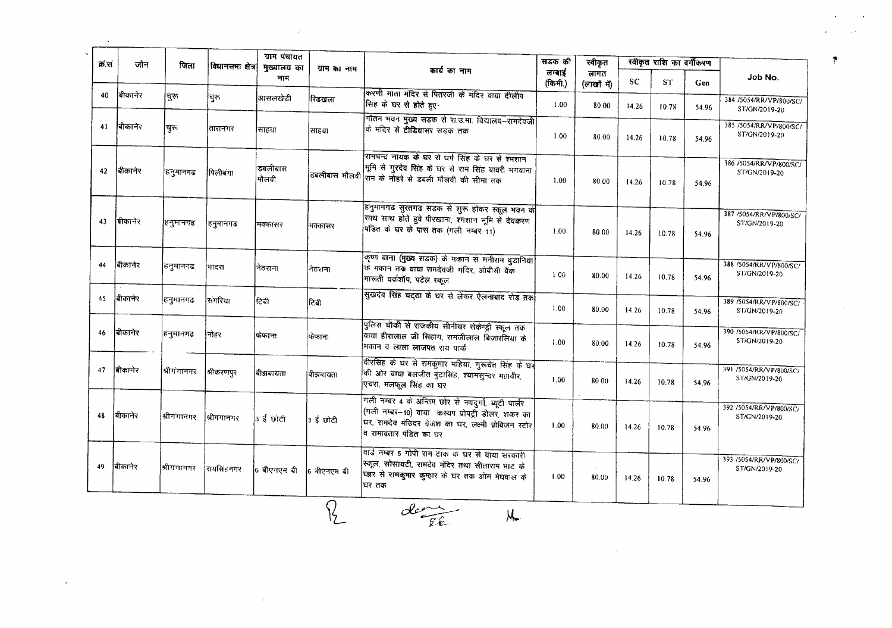| क्र.सं | जोन | जिला | विधानसभा क्षेत्र | ग्राम पंचायत मुख्यालय का नाम | ग्राम का नाम | कार्य का नाम | सड़क की लम्बाई (किमी.) | स्वीकृत लागत (लाखों में) | स्वीकृत राशि का वर्गीकरण | | | Job No. |
|---|---|---|---|---|---|---|---|---|---|---|---|---|
| | | | | | | | | | SC | ST | Gen | |
| 40 | बीकानेर | चुरु | चुरु | आसलखेडी | रिडखला | करणी माता मंदिर से पितरजी के मंदिर वाया दीलीप सिंह के घर से होते हुए | 1.00 | 80.00 | 14.26 | 10.78 | 54.96 | 384 /5054/RR/VP/800/SC/ST/GN/2019-20 |
| 41 | बीकानेर | चुरु | तारानगर | साहवा | साहवा | गौतम भवन मुख्य सडक से रा.उ.मा. विद्यालय–रामदेवजी के मंदिर से टीडियासर सडक तक | 1.00 | 80.00 | 14.26 | 10.78 | 54.96 | 385 /5054/RR/VP/800/SC/ST/GN/2019-20 |
| 42 | बीकानेर | हनुमानगढ | पिलीबंगा | डबलीबास मौलवी | डबलीबास मौलवी | रामचन्द नायक के घर से धर्म सिंह के घर से श्मशान भूमि से गुरदेव सिंह के घर से राम सिंह बावरी भगवाना राम के नोहरे से डबली मौलवी की सीमा तक | 1.00 | 80.00 | 14.26 | 10.78 | 54.96 | 386 /5054/RR/VP/800/SC/ST/GN/2019-20 |
| 43 | बीकानेर | हनुमानगढ | हनुमानगढ | मक्कासर | मक्कासर | हनुमानगढ सुरतगढ सडक से शुरू होकर स्कूल भवन के साथ साथ होते हुवे पीरखाना, श्मशान भूमि से देवकरण पंडित के घर के पास तक (गली नम्बर 11) | 1.00 | 80.00 | 14.26 | 10.78 | 54.96 | 387 /5054/RR/VP/800/SC/ST/GN/2019-20 |
| 44 | बीकानेर | हनुमानगढ | भादरा | नेठराना | नेठराना | कृष्ण बाना (मुख्य सडक) के मकान से मनीराम डुडानिया के मकान तक वाया रामदेवजी मंदिर, ओबीसी बैंक मारूती वर्कशॉप, पटेल स्कूल | 1.00 | 80.00 | 14.26 | 10.78 | 54.96 | 388 /5054/RR/VP/800/SC/ST/GN/2019-20 |
| 45 | बीकानेर | हनुमानगढ | संगरिया | टिब्बी | टिब्बी | सुखदेव सिंह चट्ठा के घर से लेकर ऐलनाबाद रोड तक | 1.00 | 80.00 | 14.26 | 10.78 | 54.96 | 389 /5054/RR/VP/800/SC/ST/GN/2019-20 |
| 46 | बीकानेर | हनुमानगढ | नोहर | फेफाना | फेफाना | पुलिस चौकी से राजकीय सीनीयर सेकेन्ड्री स्कूल तक वाया हीरालाल जी सिहाग, रामजीलाल बिजारलिया के मकान व लाला लाजपत राय पार्क | 1.00 | 80.00 | 14.26 | 10.78 | 54.96 | 390 /5054/RR/VP/800/SC/ST/GN/2019-20 |
| 47 | बीकानेर | श्रीगंगानगर | श्रीकरणपुर | बीझबायता | बीझबायता | वीरसिंह के घर से रामकुमार महिया, गुरूचेत सिंह के घर की ओर वाया बलजीत बुटासिंह, श्यामसुन्दर महावीर, एचरा, मलफूल सिंह का घर | 1.00 | 80.00 | 14.26 | 10.78 | 54.96 | 391 /5054/RR/VP/800/SC/ST/GN/2019-20 |
| 48 | बीकानेर | श्रीगंगानगर | श्रीगंगानगर | 3 ई छोटी | 3 ई छोटी | गली नम्बर 4 के अन्तिम छोर से नवदुर्गा, ब्यूटी पार्लर (गली नम्बर–10) वाया कस्यप प्रोपर्टी डीलर, शंकर का घर, रामदेव मंदिर ग्रेजेश का घर, लक्ष्मी प्रोविजन स्टोर व रामावतार पंडित का घर | 1.00 | 80.00 | 14.26 | 10.78 | 54.96 | 392 /5054/RR/VP/800/SC/ST/GN/2019-20 |
| 49 | बीकानेर | श्रीगंगानगर | रायसिंहनगर | 6 बीएनएम बी | 6 बीएनएम बी | वार्ड नम्बर 5 गोपी राम टाक के घर से वाया सरकारी स्कूल, सोसायटी, रामदेव मंदिर तथा सीताराम भाट के घर से रामकुमार कुम्हार के घर तक ओम मेघवाल के घर तक | 1.00 | 80.00 | 14.26 | 10.78 | 54.96 | 393 /5054/RR/VP/800/SC/ST/GN/2019-20 |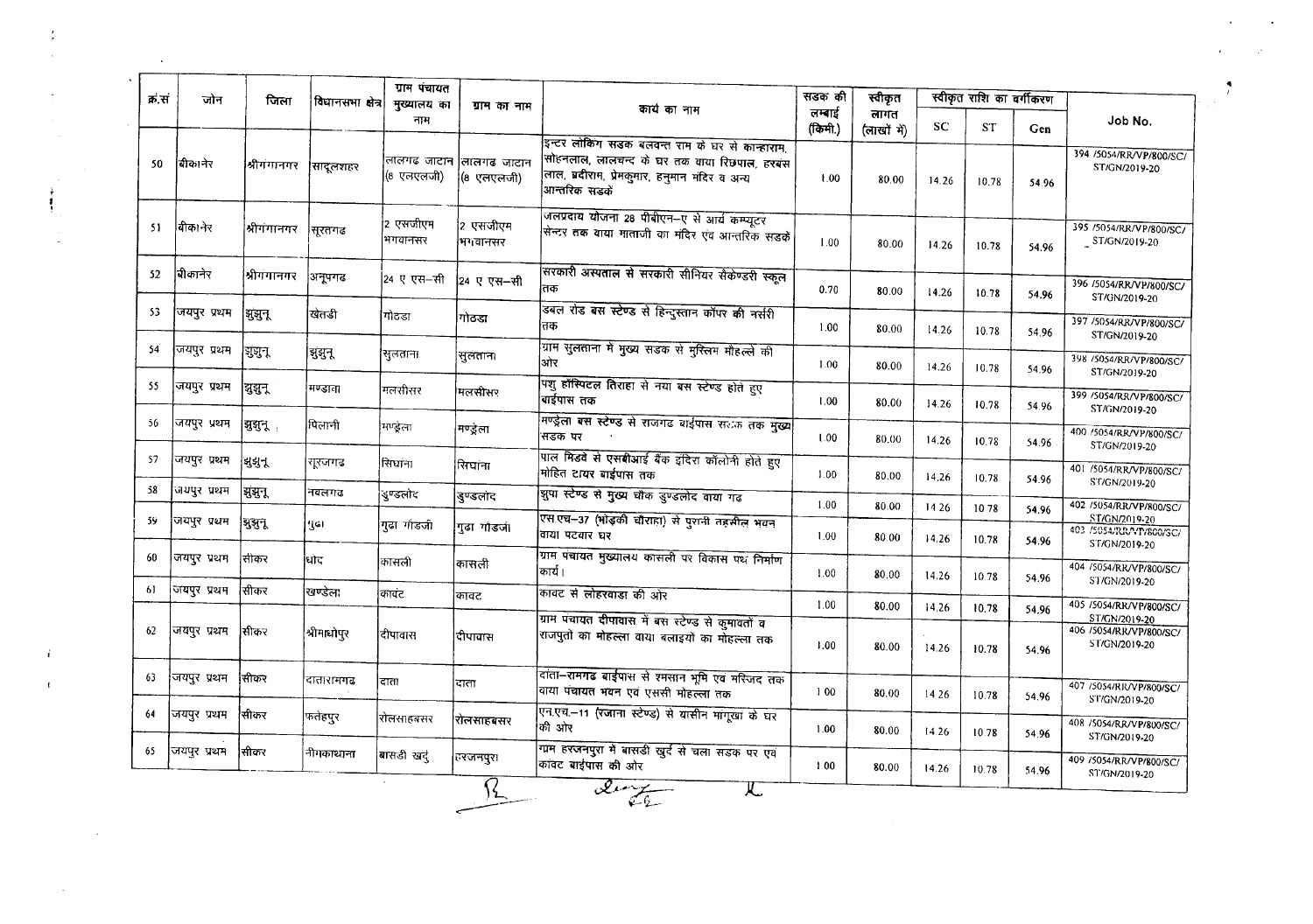| क्र.सं | जोन | जिला | विधानसभा क्षेत्र | ग्राम पंचायत मुख्यालय का नाम | ग्राम का नाम | कार्य का नाम | सडक की लम्बाई (किमी.) | स्वीकृत लागत (लाखों में) | स्वीकृत राशि का वर्गीकरण | | | Job No. |
|---|---|---|---|---|---|---|---|---|---|---|---|---|
| | | | | | | | | | SC | ST | Gen | |
| 50 | बीकानेर | श्रीगंगानगर | सादूलशहर | लालगढ जाटान (8 एलएलजी) | लालगढ जाटान (8 एलएलजी) | इन्टर लोकिंग सडक बलवन्त राम के घर से कान्हाराम, सोहनलाल, लालचन्द के घर तक वाया रिछपाल, हरबंस लाल, ब्रदीराम, प्रेमकुमार, हनुमान मंदिर व अन्य आन्तरिक सडकें | 1.00 | 80.00 | 14.26 | 10.78 | 54.96 | 394 /5054/RR/VP/800/SC/ST/GN/2019-20 |
| 51 | बीकानेर | श्रीगंगानगर | सूरतगढ | 2 एसजीएम भगवानसर | 2 एसजीएम भगवानसर | जलप्रदाय योजना 28 पीबीएन–ए से आर्य कम्प्यूटर सेन्टर तक वाया माताजी का मंदिर एवं आन्तरिक सडकें | 1.00 | 80.00 | 14.26 | 10.78 | 54.96 | 395 /5054/RR/VP/800/SC/ST/GN/2019-20 |
| 52 | बीकानेर | श्रीगंगानगर | अनूपगढ | 24 ए एस–सी | 24 ए एस–सी | सरकारी अस्पताल से सरकारी सीनियर सैकेण्डरी स्कूल तक | 0.70 | 80.00 | 14.26 | 10.78 | 54.96 | 396 /5054/RR/VP/800/SC/ST/GN/2019-20 |
| 53 | जयपुर प्रथम | झुंझुनू | खेतडी | गोठडा | गोठडा | डबल रोड बस स्टेण्ड से हिन्दुस्तान कॉपर की नर्सरी तक | 1.00 | 80.00 | 14.26 | 10.78 | 54.96 | 397 /5054/RR/VP/800/SC/ST/GN/2019-20 |
| 54 | जयपुर प्रथम | झुंझुनू | झुंझुनू | सुलताना | सुलताना | ग्राम सुलताना में मुख्य सडक से मुस्लिम मौहल्ले की ओर | 1.00 | 80.00 | 14.26 | 10.78 | 54.96 | 398 /5054/RR/VP/800/SC/ST/GN/2019-20 |
| 55 | जयपुर प्रथम | झुंझुनू | मण्डावा | मलसीसर | मलसीसर | पशु हॉस्पिटल तिराहा से नया बस स्टेण्ड होते हुए बाईपास तक | 1.00 | 80.00 | 14.26 | 10.78 | 54.96 | 399 /5054/RR/VP/800/SC/ST/GN/2019-20 |
| 56 | जयपुर प्रथम | झुंझुनू | पिलानी | मण्ड्रेला | मण्ड्रेला | मण्ड्रेला बस स्टेण्ड से राजगढ बाईपास सडक तक मुख्य सडक पर | 1.00 | 80.00 | 14.26 | 10.78 | 54.96 | 400 /5054/RR/VP/800/SC/ST/GN/2019-20 |
| 57 | जयपुर प्रथम | झुंझुनू | सूरजगढ | सिघाना | सिघाना | पाल मिंडवे से एसबीआई बैंक इंदिरा कॉलोनी होते हुए मोहित टायर बाईपास तक | 1.00 | 80.00 | 14.26 | 10.78 | 54.96 | 401 /5054/RR/VP/800/SC/ST/GN/2019-20 |
| 58 | जयपुर प्रथम | झुंझुनू | नवलगढ | डुण्डलोद | डुण्डलोद | झुपा स्टेण्ड से मुख्य चौक डुण्डलोद वाया गढ | 1.00 | 80.00 | 14.26 | 10.78 | 54.96 | 402 /5054/RR/VP/800/SC/ST/GN/2019-20 |
| 59 | जयपुर प्रथम | झुंझुनू | गुढा | गुढा गोंडजी | गुढा गोंडजी | एस.एच–37 (भोड़की चौराहा) से पुरानी तहसील भवन वाया पटवार घर | 1.00 | 80.00 | 14.26 | 10.78 | 54.96 | 403 /5054/RR/VP/800/SC/ST/GN/2019-20 |
| 60 | जयपुर प्रथम | सीकर | धोद | कासली | कासली | ग्राम पंचायत मुख्यालय कासली पर विकास पथ निर्माण कार्य। | 1.00 | 80.00 | 14.26 | 10.78 | 54.96 | 404 /5054/RR/VP/800/SC/ST/GN/2019-20 |
| 61 | जयपुर प्रथम | सीकर | खण्डेला | कावट | कावट | कावट से लोहरवाडा की ओर | 1.00 | 80.00 | 14.26 | 10.78 | 54.96 | 405 /5054/RR/VP/800/SC/ST/GN/2019-20 |
| 62 | जयपुर प्रथम | सीकर | श्रीमाधोपुर | दीपावास | दीपावास | ग्राम पंचायत दीपावास में बस स्टेण्ड से कुमावतों व राजपुतों का मोहल्ला वाया बलाइयों का मोहल्ला तक | 1.00 | 80.00 | 14.26 | 10.78 | 54.96 | 406 /5054/RR/VP/800/SC/ST/GN/2019-20 |
| 63 | जयपुर प्रथम | सीकर | दातारामगढ | दांता | दांता | दांता–रामगढ बाईपास से श्मसान भूमि एवं मस्जिद तक वाया पंचायत भवन एवं एससी मोहल्ला तक | 1.00 | 80.00 | 14.26 | 10.78 | 54.96 | 407 /5054/RR/VP/800/SC/ST/GN/2019-20 |
| 64 | जयपुर प्रथम | सीकर | फतेहपुर | रोलसाहबसर | रोलसाहबसर | एन.एच.–11 (रजाना स्टेण्ड) से यासीन मांगूखा के घर की ओर | 1.00 | 80.00 | 14.26 | 10.78 | 54.96 | 408 /5054/RR/VP/800/SC/ST/GN/2019-20 |
| 65 | जयपुर प्रथम | सीकर | नीमकाथाना | बासडी खुर्द | हरजनपुरा | ग्राम हरजनपुरा में बासडी खुर्द से चला सडक पर एवं कावट बाईपास की ओर | 1.00 | 80.00 | 14.26 | 10.78 | 54.96 | 409 /5054/RR/VP/800/SC/ST/GN/2019-20 |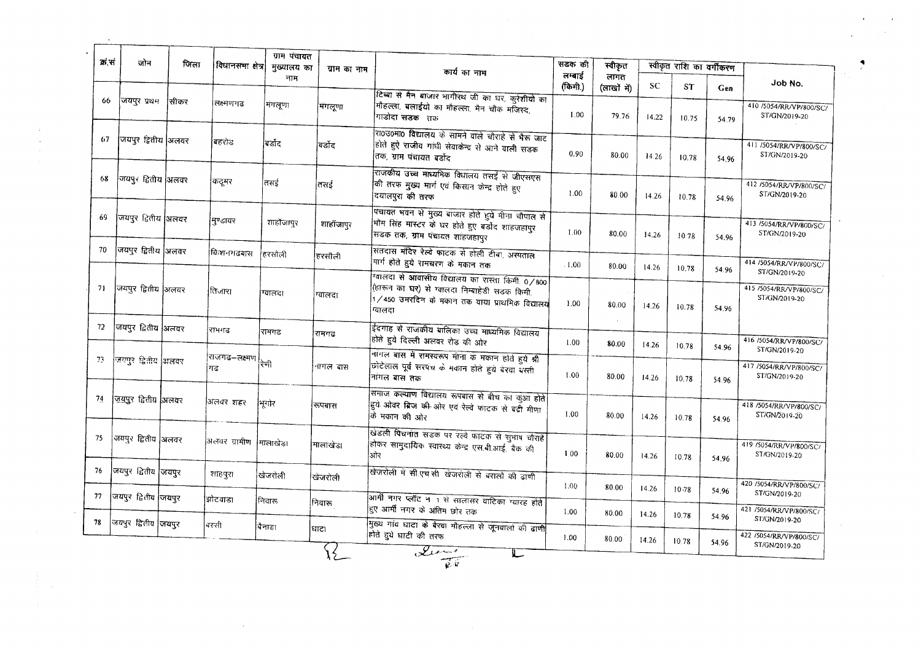| क्र.सं | जोन | जिला | विधानसभा क्षेत्र | ग्राम पंचायत मुख्यालय का नाम | ग्राम का नाम | कार्य का नाम | सड़क की लम्बाई (किमी.) | स्वीकृत लागत (लाखों में) | स्वीकृत राशि का वर्गीकरण | | | Job No. |
|---|---|---|---|---|---|---|---|---|---|---|---|---|
| | | | | | | | | | SC | ST | Gen | |
| 66 | जयपुर प्रथम | सीकर | लक्ष्मणगढ | मंगलूणा | मंगलूणा | टिब्बा से मैन बाजार भागीरथ जी का घर, कुरेशीयो का मौहल्ला, बलाईयो का मौहल्ला, मैन चौक मंजिस्द, गाडोदा सडक तक | 1.00 | 79.76 | 14.22 | 10.75 | 54.79 | 410 /5054/RR/VP/800/SC/ST/GN/2019-20 |
| 67 | जयपुर द्वितीय | अलवर | बहरोड | बर्डोद | बर्डोद | रा0उ0मा0 विद्यालय के सामने वाले चौराहे से भैरू जाट होते हुऐ राजीव गांधी सेवाकेन्द्र से आने वाली सडक तक, ग्राम पंचायत बर्डोद | 0.90 | 80.00 | 14.26 | 10.78 | 54.96 | 411 /5054/RR/VP/800/SC/ST/GN/2019-20 |
| 68 | जयपुर द्वितीय | अलवर | कठूमर | तसई | तसई | राजकीय उच्च माध्यमिक विधालय तसई से जीएसएस की तरफ मुख्य मार्ग एवं किसान केन्द्र होते हुए दयालपुरा की तरफ | 1.00 | 80.00 | 14.26 | 10.78 | 54.96 | 412 /5054/RR/VP/800/SC/ST/GN/2019-20 |
| 69 | जयपुर द्वितीय | अलवर | मुण्डावर | शाहॉजापुर | शाहॉजापुर | पंचायत भवन से मुख्य बाजार होते हुये मीना चौपाल से भोम सिंह मास्टर के घर होते हुए बर्डोद शाहजहापुर सडक तक, ग्राम पंचायत शाहजहापुर | 1.00 | 80.00 | 14.26 | 10.78 | 54.96 | 413 /5054/RR/VP/800/SC/ST/GN/2019-20 |
| 70 | जयपुर द्वितीय | अलवर | किशनगढबास | हरसौली | हरसौली | सतदास मंदिर रेल्वे फाटक से होली टीबा, अस्पताल मार्ग होते हुये रामचरण के मकान तक | 1.00 | 80.00 | 14.26 | 10.78 | 54.96 | 414 /5054/RR/VP/800/SC/ST/GN/2019-20 |
| 71 | जयपुर द्वितीय | अलवर | तिजारा | ग्वालदा | ग्वालदा | ग्वालदा से आवासीय विद्यालय का रास्ता किमी. 0/800 (हारून का घर) से ग्वालदा निम्बाहेडी सडक किमी. 1/450 उमरदिन के मकान तक वाया प्राथमिक विद्यालय ग्वालदा | 1.00 | 80.00 | 14.26 | 10.78 | 54.96 | 415 /5054/RR/VP/800/SC/ST/GN/2019-20 |
| 72 | जयपुर द्वितीय | अलवर | रामगढ | रामगढ | रामगढ | ईदगाह से राजकीय बालिका उच्च माध्यमिक विद्यालय होते हुये दिल्ली अलवर रोड की ओर | 1.00 | 80.00 | 14.26 | 10.78 | 54.96 | 416 /5054/RR/VP/800/SC/ST/GN/2019-20 |
| 73 | जयपुर द्वितीय | अलवर | राजगढ–लक्ष्मणगढ | रैणी | नागल बास | नागल बास में रामस्वरूप मीना के मकान होते हुये श्री छोटेलाल पूर्व सरपंच के मकान होते हुये बरवा बस्ती नागल बास तक | 1.00 | 80.00 | 14.26 | 10.78 | 54.96 | 417 /5054/RR/VP/800/SC/ST/GN/2019-20 |
| 74 | जयपुर द्वितीय | अलवर | अलवर शहर | भूगोर | रूपबास | समाज कल्याण विद्यालय रूपबास से बीच का कुआ होते हुये ओवर ब्रिज की ओर एवं रेल्वे फाटक से बद्री मीणा के मकान की ओर | 1.00 | 80.00 | 14.26 | 10.78 | 54.96 | 418 /5054/RR/VP/800/SC/ST/GN/2019-20 |
| 75 | जयपुर द्वितीय | अलवर | अलवर ग्रामीण | मालाखेडा | मालाखेडा | खंडली पिचनात सडक पर रल्वे फाटक से सुभाष चौराहे होकर सामुदायिक स्वास्थ्य केन्द्र एस.बी.आई. बैंक की ओर | 1.00 | 80.00 | 14.26 | 10.78 | 54.96 | 419 /5054/RR/VP/800/SC/ST/GN/2019-20 |
| 76 | जयपुर द्वितीय | जयपुर | शाहपुरा | खेजरोली | खेजरोली | खेजरोली में सी.एच.सी. खेजरोली से बरालो की ढाणी | 1.00 | 80.00 | 14.26 | 10.78 | 54.96 | 420 /5054/RR/VP/800/SC/ST/GN/2019-20 |
| 77 | जयपुर द्वितीय | जयपुर | झोटवाडा | निवारू | निवारू | आर्मी नगर प्लॉट न 1 से सालासर वाटिका ग्यारह होते हुए आर्मी नगर के अंतिम छोर तक | 1.00 | 80.00 | 14.26 | 10.78 | 54.96 | 421 /5054/RR/VP/800/SC/ST/GN/2019-20 |
| 78 | जयपुर द्वितीय | जयपुर | बस्सी | बैनाडा | घाटा | मुख्य गांव घाटा के बैरवा मौहल्ला से जूनवालो की ढाणी होते हुये घाटी की तरफ | 1.00 | 80.00 | 14.26 | 10.78 | 54.96 | 422 /5054/RR/VP/800/SC/ST/GN/2019-20 |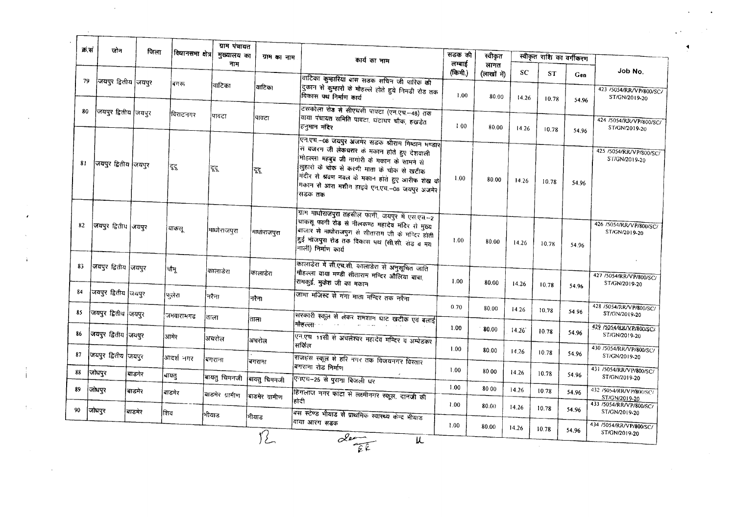| क्र.सं | जोन | जिला | विधानसभा क्षेत्र | ग्राम पंचायत मुख्यालय का नाम | ग्राम का नाम | कार्य का नाम | सडक की लम्बाई (किमी.) | स्वीकृत लागत (लाखों में) | स्वीकृत राशि का वर्गीकरण | | | Job No. |
|---|---|---|---|---|---|---|---|---|---|---|---|---|
| | | | | | | | | | SC | ST | Gen | |
| 79 | जयपुर द्वितीय | जयपुर | बगरू | वाटिका | वाटिका | वाटिका कुम्हारिया बास सडक सचिन जी पारिक की दुकान से कुम्हारो के मौहल्ले होते हुये निमडी रोड तक विकास पथ निर्माण कार्य | 1.00 | 80.00 | 14.26 | 10.78 | 54.96 | 423 /5054/RR/VP/800/SC/ST/GN/2019-20 |
| 80 | जयपुर द्वितीय | जयपुर | विराटनगर | पावटा | पावटा | टसकोला रोड से सीएचसी पावटा (एन.एच.-48) तक वाया पंचायत समिति पावटा, घंटाघर चौक, हखडेत हनुमान मंदिर | 1.00 | 80.00 | 14.26 | 10.78 | 54.96 | 424 /5054/RR/VP/800/SC/ST/GN/2019-20 |
| 81 | जयपुर द्वितीय | जयपुर | दूदू | दूदू | दूदू | एन.एच.-08 जयपुर अजमेर सडक श्रीराम मिष्ठान भण्डार से बजरंग जी लेकचरार के मकान होते हुए देशवाली मोहल्ला महबूब जी नागोरी के मकान के सामने से लुहारो के चोक से करणी माता के चोक से खटीक मंदिर से श्रवण नवल के मकान होते हुए आरीफ शेख के मकान से आरा मशीन हाइवे एन.एच.-08 जयपुर अजमेर सडक तक | 1.00 | 80.00 | 14.26 | 10.78 | 54.96 | 425 /5054/RR/VP/800/SC/ST/GN/2019-20 |
| 82 | जयपुर द्वितीय | जयपुर | चाकसू | माधोराजपुरा | माधोराजपुरा | ग्राम माधोराजपुरा तहसील फागी, जयपुर में एस.एच.-2 चाकसू फागी रोड से नीलकण्ठ महादेव मंदिर से मुख्य बाजार से माधोराजपुरा से सीताराम जी के मन्दिर होती हुई भांजपुरा रोड तक विकास पथ (सी.सी. रोड व मय नाली) निर्माण कार्य | 1.00 | 80.00 | 14.26 | 10.78 | 54.96 | 426 /5054/RR/VP/800/SC/ST/GN/2019-20 |
| 83 | जयपुर द्वितीय | जयपुर | चौमू | कालाडेरा | कालाडेरा | कालाडेरा में सी.एच.सी. कालाडेरा से अनुसूचित जाति मौहल्ला वाया मण्डी सीताराम मन्दिर औलिया बाबा, रामकुई, मुकेश जी का मकान | 1.00 | 80.00 | 14.26 | 10.78 | 54.96 | 427 /5054/RR/VP/800/SC/ST/GN/2019-20 |
| 84 | जयपुर द्वितीय | जयपुर | फुलेरा | नरैना | नरैना | जामा मजिस्द से गंगा माता मन्दिर तक नरैना | 0.70 | 80.00 | 14.26 | 10.78 | 54.96 | 428 /5054/RR/VP/800/SC/ST/GN/2019-20 |
| 85 | जयपुर द्वितीय | जयपुर | जमवारामगढ | ताला | ताला | सरकारी स्कूल से लेकर शमशान घाट खटीक एव बलाई मौहल्ला | 1.00 | 80.00 | 14.26 | 10.78 | 54.96 | 429 /5054/RR/VP/800/SC/ST/GN/2019-20 |
| 86 | जयपुर द्वितीय | जयपुर | आमेर | अचरोल | अचरोल | एन.एच 11सी से अचलेश्वर महादेव मन्दिर व अम्बेडकर सर्किल | 1.00 | 80.00 | 14.26 | 10.78 | 54.96 | 430 /5054/RR/VP/800/SC/ST/GN/2019-20 |
| 87 | जयपुर द्वितीय | जयपुर | आदर्श नगर | बगराना | बगराना | राजहंस स्कूल से हरि नगर तक विजयनगर विस्तार बगराना रोड निर्माण | 1.00 | 80.00 | 14.26 | 10.78 | 54.96 | 431 /5054/RR/VP/800/SC/ST/GN/2019-20 |
| 88 | जोधपुर | बाडमेर | बायतु | बायतु चिमनजी | बायतु चिमनजी | एनएच-25 से पुराना बिजली घर | 1.00 | 80.00 | 14.26 | 10.78 | 54.96 | 432 /5054/RR/VP/800/SC/ST/GN/2019-20 |
| 89 | जोधपुर | बाडमेर | बाडमेर | बाडमेर ग्रामीण | बाडमेर ग्रामीण | हिंगलाज नगर फांटा से लक्ष्मीनगर स्कूल, दानजी की होदी | 1.00 | 80.00 | 14.26 | 10.78 | 54.96 | 433 /5054/RR/VP/800/SC/ST/GN/2019-20 |
| 90 | जोधपुर | बाडमेर | शिव | भीयाड | भीयाड | बस स्टेण्ड भीयाड से प्राथमिक स्वास्थ्य केन्द्र भीयाड वाया आरंग सडक | 1.00 | 80.00 | 14.26 | 10.78 | 54.96 | 434 /5054/RR/VP/800/SC/ST/GN/2019-20 |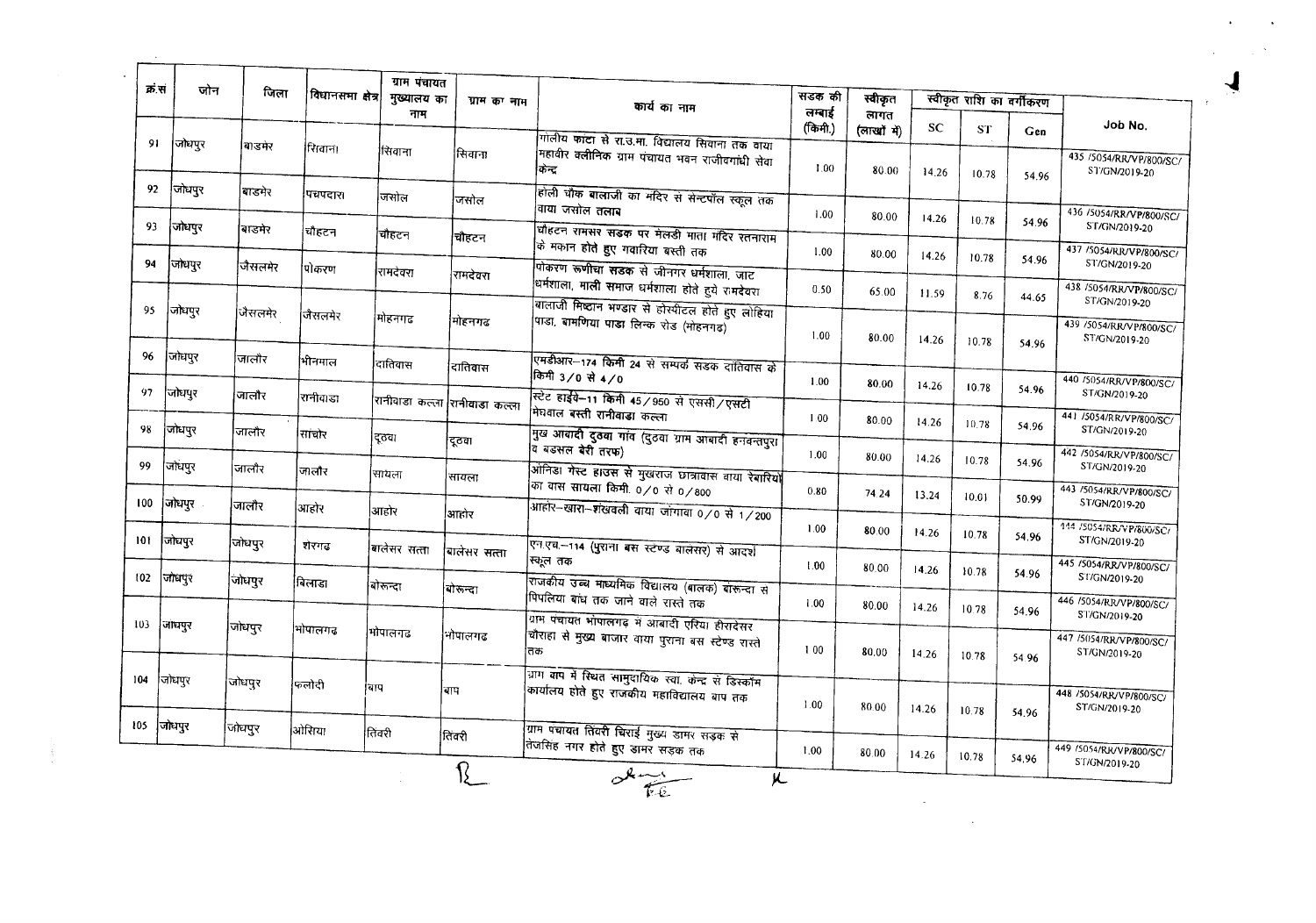| क्र.सं | जोन | जिला | विधानसभा क्षेत्र | ग्राम पंचायत मुख्यालय का नाम | ग्राम का नाम | कार्य का नाम | सड़क की लम्बाई (किमी.) | स्वीकृत लागत (लाखों में) | स्वीकृत राशि का वर्गीकरण | | | Job No. |
|---|---|---|---|---|---|---|---|---|---|---|---|---|
| | | | | | | | | | SC | ST | Gen | |
| 91 | जोधपुर | बाडमेर | सिवाना | सिवाना | सिवाना | गोलीय फाटा से रा.उ.मा. विद्यालय सिवाना तक वाया महावीर क्लीनिक ग्राम पंचायत भवन राजीवगांधी सेवा केन्द्र | 1.00 | 80.00 | 14.26 | 10.78 | 54.96 | 435 /5054/RR/VP/800/SC/ ST/GN/2019-20 |
| 92 | जोधपुर | बाडमेर | पचपदरा | जसोल | जसोल | होली चौक बालाजी का मंदिर से सेन्टपॉल स्कूल तक वाया जसोल तालाब | 1.00 | 80.00 | 14.26 | 10.78 | 54.96 | 436 /5054/RR/VP/800/SC/ ST/GN/2019-20 |
| 93 | जोधपुर | बाडमेर | चौहटन | चौहटन | चौहटन | चौहटन रामसर सडक पर मेलडी माता मंदिर रतनाराम के मकान होते हुए गवारिया बस्ती तक | 1.00 | 80.00 | 14.26 | 10.78 | 54.96 | 437 /5054/RR/VP/800/SC/ ST/GN/2019-20 |
| 94 | जोधपुर | जैसलमेर | पोकरण | रामदेवरा | रामदेवरा | पोकरण रूणीचा सडक से जीनगर धर्मशाला, जाट धर्मशाला, माली समाज धर्मशाला होते हुये रामदेवरा | 0.50 | 65.00 | 11.59 | 8.76 | 44.65 | 438 /5054/RR/VP/800/SC/ ST/GN/2019-20 |
| 95 | जोधपुर | जैसलमेर | जैसलमेर | मोहनगढ | मोहनगढ | बालाजी मिष्ठान भण्डार से होस्पीटल होते हुए लोहिया पाडा, बामणिया पाडा लिन्क रोड (मोहनगढ) | 1.00 | 80.00 | 14.26 | 10.78 | 54.96 | 439 /5054/RR/VP/800/SC/ ST/GN/2019-20 |
| 96 | जोधपुर | जालौर | भीनमाल | दातिवास | दातिवास | एमडीआर–174 किमी 24 से सम्पर्क सडक दातिवास के किमी 3/0 से 4/0 | 1.00 | 80.00 | 14.26 | 10.78 | 54.96 | 440 /5054/RR/VP/800/SC/ ST/GN/2019-20 |
| 97 | जोधपुर | जालौर | रानीवाडा | रानीवाडा कल्ला | रानीवाडा कल्ला | स्टेट हाईवे–11 किमी 45/950 से एससी/एसटी मेघवाल बस्ती रानीवाडा कल्ला | 1.00 | 80.00 | 14.26 | 10.78 | 54.96 | 441 /5054/RR/VP/800/SC/ ST/GN/2019-20 |
| 98 | जोधपुर | जालौर | सांचोर | दूठवा | दूठवा | मुख आबादी दुठवा गांव (दुठवा ग्राम आबादी हनवन्तपुरा व बडसल बेरी तरफ) | 1.00 | 80.00 | 14.26 | 10.78 | 54.96 | 442 /5054/RR/VP/800/SC/ ST/GN/2019-20 |
| 99 | जोधपुर | जालौर | जालौर | सायला | सायला | ऑनिडा गेस्ट हाउस से मुखराज छात्रावास वाया रेबारियों का वास सायला किमी. 0/0 से 0/800 | 0.80 | 74.24 | 13.24 | 10.01 | 50.99 | 443 /5054/RR/VP/800/SC/ ST/GN/2019-20 |
| 100 | जोधपुर | जालौर | आहोर | आहोर | आहोर | आहोर–खारा–शंखवली वाया जोगावा 0/0 से 1/200 | 1.00 | 80.00 | 14.26 | 10.78 | 54.96 | 444 /5054/RR/VP/800/SC/ ST/GN/2019-20 |
| 101 | जोधपुर | जोधपुर | शेरगढ | बालेसर सत्ता | बालेसर सत्ता | एन.एच.–114 (पुराना बस स्टेण्ड बालेसर) से आदर्श स्कूल तक | 1.00 | 80.00 | 14.26 | 10.78 | 54.96 | 445 /5054/RR/VP/800/SC/ ST/GN/2019-20 |
| 102 | जोधपुर | जोधपुर | बिलाडा | बोरून्दा | बोरून्दा | राजकीय उच्च माध्यमिक विद्यालय (बालक) बोरून्दा से पिपलिया बांध तक जाने वाले रास्ते तक | 1.00 | 80.00 | 14.26 | 10.78 | 54.96 | 446 /5054/RR/VP/800/SC/ ST/GN/2019-20 |
| 103 | जोधपुर | जोधपुर | भोपालगढ | भोपालगढ | भोपालगढ | ग्राम पंचायत भोपालगढ में आबादी एरिया हीरादेसर चौराहा से मुख्य बाजार वाया पुराना बस स्टेण्ड रास्ते तक | 1.00 | 80.00 | 14.26 | 10.78 | 54.96 | 447 /5054/RR/VP/800/SC/ ST/GN/2019-20 |
| 104 | जोधपुर | जोधपुर | फलोदी | बाप | बाप | ग्राम बाप में स्थित सामुदायिक स्वा. केन्द्र से डिस्कॉम कार्यालय होते हुए राजकीय महाविद्यालय बाप तक | 1.00 | 80.00 | 14.26 | 10.78 | 54.96 | 448 /5054/RR/VP/800/SC/ ST/GN/2019-20 |
| 105 | जोधपुर | जोधपुर | ओसिया | तिवरी | तिवरी | ग्राम पचायत तिवरी चिराई मुख्य डामर सड़क से तेजसिंह नगर होते हुए डामर सड़क तक | 1.00 | 80.00 | 14.26 | 10.78 | 54.96 | 449 /5054/RR/VP/800/SC/ ST/GN/2019-20 |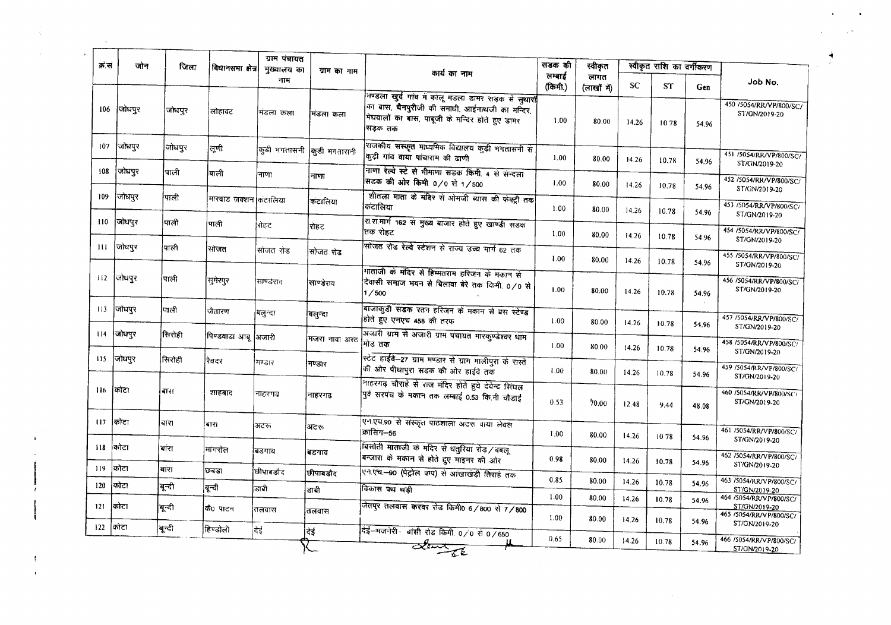| क्र.सं | जोन | जिला | विधानसभा क्षेत्र | ग्राम पंचायत मुख्यालय का नाम | ग्राम का नाम | कार्य का नाम | सडक की लम्बाई (किमी.) | स्वीकृत लागत (लाखों में) | स्वीकृत राशि का वर्गीकरण | | | Job No. |
|---|---|---|---|---|---|---|---|---|---|---|---|---|
| | | | | | | | | | SC | ST | Gen | |
| 106 | जोधपुर | जोधपुर | लोहावट | मंडला कला | मंडला कला | मण्डला खुर्द गांव में कालू मंडला डामर सडक से सुथारों का बास, चैनपुरीजी की समाधी, आईनाथजी का मन्दिर, मेघवालो का बास, पाबूजी के मन्दिर होते हुए डामर सडक तक | 1.00 | 80.00 | 14.26 | 10.78 | 54.96 | 450 /5054/RR/VP/800/SC/ST/GN/2019-20 |
| 107 | जोधपुर | जोधपुर | लूणी | कुडी भगतासनी | कुडी भगतासनी | राजकीय संस्कृत माध्यमिक विद्यालय कुडी भगतासनी से कुडी गांव वाया पांचाराम की ढाणी | 1.00 | 80.00 | 14.26 | 10.78 | 54.96 | 451 /5054/RR/VP/800/SC/ST/GN/2019-20 |
| 108 | जोधपुर | पाली | बाली | नाणा | नाणा | नाणा रेल्वे स्टे से मीमाणा सडक किमी. 4 से सेन्दला सडक की ओर किमी 0/0 से 1/500 | 1.00 | 80.00 | 14.26 | 10.78 | 54.96 | 452 /5054/RR/VP/800/SC/ST/GN/2019-20 |
| 109 | जोधपुर | पाली | मारवाड जक्शन | कंटालिया | कटालिया | शीतला माता के मंदिर से ओमजी ब्यास की फेक्ट्री तक कंटालिया | 1.00 | 80.00 | 14.26 | 10.78 | 54.96 | 453 /5054/RR/VP/800/SC/ST/GN/2019-20 |
| 110 | जोधपुर | पाली | पाली | रोहट | रोहट | रा.रा.मार्ग 162 से मुख्य बाजार होते हुए खाण्डी सडक तक रोहट | 1.00 | 80.00 | 14.26 | 10.78 | 54.96 | 454 /5054/RR/VP/800/SC/ST/GN/2019-20 |
| 111 | जोधपुर | पाली | सोजत | सोजत रोड | सोजत रोड | सोजत रोड रेल्वे स्टेशन से राज्य उच्च मार्ग 62 तक | 1.00 | 80.00 | 14.26 | 10.78 | 54.96 | 455 /5054/RR/VP/800/SC/ST/GN/2019-20 |
| 112 | जोधपुर | पाली | सुमेरपुर | साण्डेराव | साण्डेराव | माताजी के मंदिर से हिम्मतराम हरिजन के मकान से देवासी समाज भवन से बिलावा बेरे तक किमी. 0/0 से 1/500 | 1.00 | 80.00 | 14.26 | 10.78 | 54.96 | 456 /5054/RR/VP/800/SC/ST/GN/2019-20 |
| 113 | जोधपुर | पाली | जैतारण | बलुन्दा | बलुन्दा | बाजाकुडी सडक रतन हरिजन के मकान से बस स्टेण्ड होते हुए एनएच 458 की तरफ | 1.00 | 80.00 | 14.26 | 10.78 | 54.96 | 457 /5054/RR/VP/800/SC/ST/GN/2019-20 |
| 114 | जोधपुर | सिरोही | पिण्डवाडा आबू | अजारी | मजरा नावा अरठ | अजारी ग्राम से अजारी ग्राम पंचायत मारकुण्डेश्वर धाम मोड तक | 1.00 | 80.00 | 14.26 | 10.78 | 54.96 | 458 /5054/RR/VP/800/SC/ST/GN/2019-20 |
| 115 | जोधपुर | सिरोही | रेवदर | मण्डार | मण्डार | स्टेट हाईवे-27 ग्राम मण्डार से ग्राम मालीपुरा के रास्ते की ओर पीथापुरा सडक की ओर हाईवे तक | 1.00 | 80.00 | 14.26 | 10.78 | 54.96 | 459 /5054/RR/VP/800/SC/ST/GN/2019-20 |
| 116 | कोटा | बारां | शाहबाद | नाहरगढ | नाहरगढ | नाहरगढ चौराहे से राज मंदिर होते हुये देवेन्द्र सिंघल पुर्व सरपंच के मकान तक लम्बाई 0.53 कि.मी चौडाई | 0.53 | 70.00 | 12.48 | 9.44 | 48.08 | 460 /5054/RR/VP/800/SC/ST/GN/2019-20 |
| 117 | कोटा | बारां | बारां | अटरू | अटरू | एन.एच.90 से संस्कृत पाठशाला अटरू वाया लेवल क्रासिंग-56 | 1.00 | 80.00 | 14.26 | 10.78 | 54.96 | 461 /5054/RR/VP/800/SC/ST/GN/2019-20 |
| 118 | कोटा | बारां | मांगरोल | बडगाव | बडगाव | बिसोती माताजी के मंदिर से धतुरिया रोड/बबलू बन्जारा के मकान से होते हुए माइनर की ओर | 0.98 | 80.00 | 14.26 | 10.78 | 54.96 | 462 /5054/RR/VP/800/SC/ST/GN/2019-20 |
| 119 | कोटा | बारां | छबडा | छीपाबडौद | छीपाबडौद | एन.एच.-90 (पेट्रोल पम्प) से आखाखेडी तिराहे तक | 0.85 | 80.00 | 14.26 | 10.78 | 54.96 | 463 /5054/RR/VP/800/SC/ST/GN/2019-20 |
| 120 | कोटा | बून्दी | बून्दी | डाबी | डाबी | विकास पथ थडी | 1.00 | 80.00 | 14.26 | 10.78 | 54.96 | 464 /5054/RR/VP/800/SC/ST/GN/2019-20 |
| 121 | कोटा | बून्दी | कै0 पाटन | तलवास | तलवास | जेतपुर तलवास करवर रोड किमी0 6/800 से 7/800 | 1.00 | 80.00 | 14.26 | 10.78 | 54.96 | 465 /5054/RR/VP/800/SC/ST/GN/2019-20 |
| 122 | कोटा | बून्दी | हिण्डोली | देई | देई | देई-भजनेरी- बांसी रोड किमी. 0/0 से 0/650 | 0.65 | 80.00 | 14.26 | 10.78 | 54.96 | 466 /5054/RR/VP/800/SC/ST/GN/2019-20 |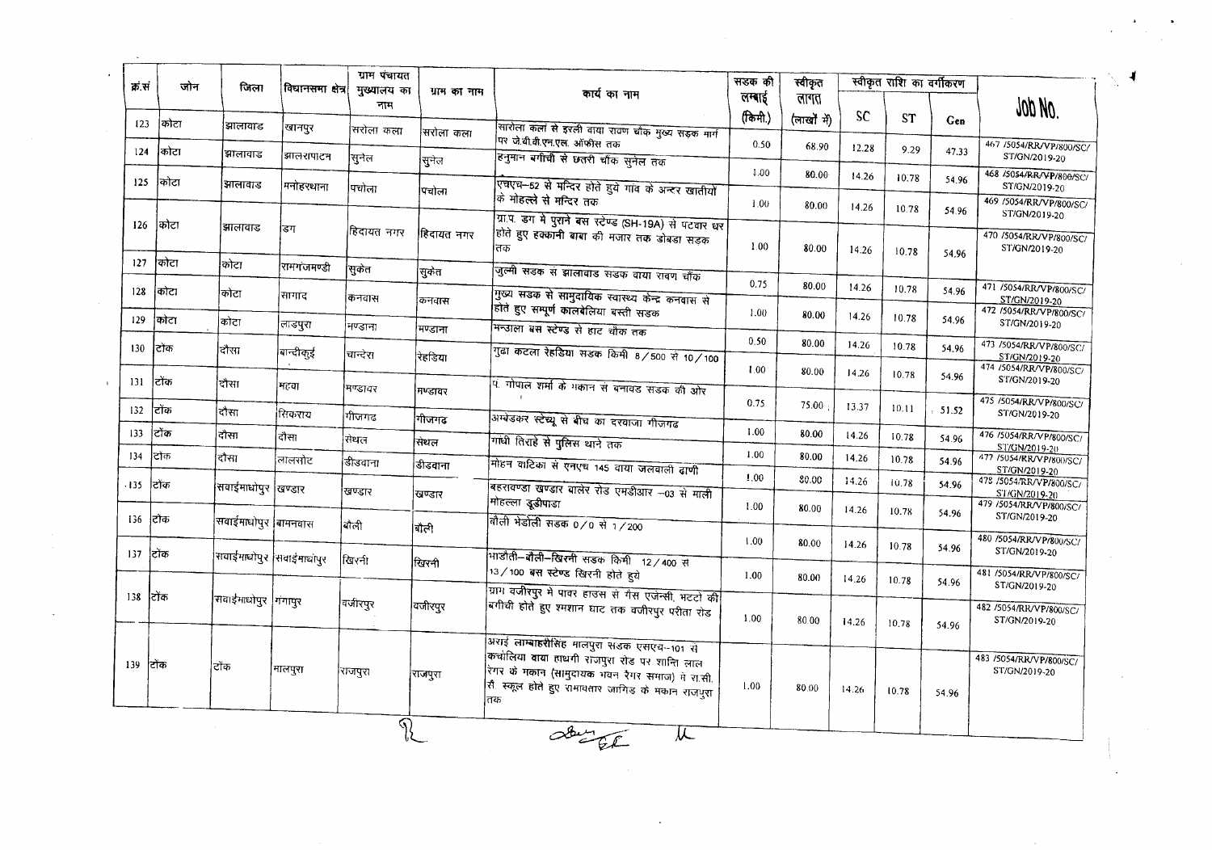| क्र.सं | जोन | जिला | विधानसभा क्षेत्र | ग्राम पंचायत मुख्यालय का नाम | ग्राम का नाम | कार्य का नाम | सड़क की लम्बाई (किमी.) | स्वीकृत लागत (लाखों में) | स्वीकृत राशि का वर्गीकरण | | | Job No. |
|---|---|---|---|---|---|---|---|---|---|---|---|---|
| | | | | | | | | | SC | ST | Gen | |
| 123 | कोटा | झालावाड | खानपुर | सरोला कला | सरोला कला | सारोला कलां से इरली वाया रावण चौक मुख्य सड़क मार्ग पर जे.वी.वी.एन.एल. ऑफीस तक | 0.50 | 68.90 | 12.28 | 9.29 | 47.33 | 467 /5054/RR/VP/800/SC/ST/GN/2019-20 |
| 124 | कोटा | झालावाड | झालरापाटन | सुनेल | सुनेल | हनुमान बगीची से छतरी चौक सुनेल तक | 1.00 | 80.00 | 14.26 | 10.78 | 54.96 | 468 /5054/RR/VP/800/SC/ST/GN/2019-20 |
| 125 | कोटा | झालावाड | मनोहरथाना | पचोला | पचोला | एचएच-52 से मन्दिर होते हुये गांव के अन्दर खातीयों के मोहल्ले से मन्दिर तक | 1.00 | 80.00 | 14.26 | 10.78 | 54.96 | 469 /5054/RR/VP/800/SC/ST/GN/2019-20 |
| 126 | कोटा | झालावाड | डग | हिदायत नगर | हिदायत नगर | ग्रा.प. डग मे पुराने बस स्टेण्ड (SH-19A) से पटवार घर होते हुए हक्कानी बाबा की मजार तक डोबडा सड़क तक | 1.00 | 80.00 | 14.26 | 10.78 | 54.96 | 470 /5054/RR/VP/800/SC/ST/GN/2019-20 |
| 127 | कोटा | कोटा | रामगंजमण्डी | सुकेत | सुकेत | जुल्मी सड़क से झालावाड सड़क वाया रावण चौक | 0.75 | 80.00 | 14.26 | 10.78 | 54.96 | 471 /5054/RR/VP/800/SC/ST/GN/2019-20 |
| 128 | कोटा | कोटा | सागोद | कनवास | कनवास | मुख्य सड़क से सामुदायिक स्वास्थ्य केन्द्र कनवास से होते हुए सम्पूर्ण कालबेलिया बस्ती सड़क | 1.00 | 80.00 | 14.26 | 10.78 | 54.96 | 472 /5054/RR/VP/800/SC/ST/GN/2019-20 |
| 129 | कोटा | कोटा | लाडपुरा | मण्डाना | मण्डाना | मन्डाना बस स्टेण्ड से हाट चौक तक | 0.50 | 80.00 | 14.26 | 10.78 | 54.96 | 473 /5054/RR/VP/800/SC/ST/GN/2019-20 |
| 130 | टोंक | दौसा | बान्दीकुई | चान्देरा | रेहडिया | गुढा कटला रेहडिया सड़क किमी 8/500 से 10/100 | 1.00 | 80.00 | 14.26 | 10.78 | 54.96 | 474 /5054/RR/VP/800/SC/ST/GN/2019-20 |
| 131 | टोंक | दौसा | महवा | मण्डावर | मण्डावर | प. गोपाल शर्मा के मकान से बनावड सड़क की ओर | 0.75 | 75.00 | 13.37 | 10.11 | 51.52 | 475 /5054/RR/VP/800/SC/ST/GN/2019-20 |
| 132 | टोंक | दौसा | सिकराय | गीजगढ | गीजगढ | अम्बेडकर स्टेच्यू से बीच का दरवाजा गीजगढ | 1.00 | 80.00 | 14.26 | 10.78 | 54.96 | 476 /5054/RR/VP/800/SC/ST/GN/2019-20 |
| 133 | टोंक | दौसा | दौसा | सेथल | सेथल | गांधी तिराहे से पुलिस थाने तक | 1.00 | 80.00 | 14.26 | 10.78 | 54.96 | 477 /5054/RR/VP/800/SC/ST/GN/2019-20 |
| 134 | टोंक | दौसा | लालसोट | डीडवाना | डीडवाना | मोहन वाटिका से एनएच 145 वाया जलवाली ढाणी | 1.00 | 80.00 | 14.26 | 10.78 | 54.96 | 478 /5054/RR/VP/800/SC/ST/GN/2019-20 |
| 135 | टोंक | सवाईमाधोपुर | खण्डार | खण्डार | खण्डार | बहरावण्डा खण्डार बालेर रोड एमडीआर -03 से माली मोहल्ला डूडीपाडा | 1.00 | 80.00 | 14.26 | 10.78 | 54.96 | 479 /5054/RR/VP/800/SC/ST/GN/2019-20 |
| 136 | टोंक | सवाईमाधोपुर | बामनवास | बौली | बौली | बौली भेडोली सड़क 0/0 से 1/200 | 1.00 | 80.00 | 14.26 | 10.78 | 54.96 | 480 /5054/RR/VP/800/SC/ST/GN/2019-20 |
| 137 | टोंक | सवाईमाधोपुर | सवाईमाधोपुर | खिरनी | खिरनी | भाडोती-बौली-खिरनी सड़क किमी 12/400 से 13/100 बस स्टेण्ड खिरनी होते हुये | 1.00 | 80.00 | 14.26 | 10.78 | 54.96 | 481 /5054/RR/VP/800/SC/ST/GN/2019-20 |
| 138 | टोंक | सवाईमाधोपुर | गंगापुर | वजीरपुर | वजीरपुर | ग्राम वजीरपुर मे पावर हाउस से गैस एजेन्सी, भटटो की बगीची होते हुए श्मशान घाट तक वजीरपुर परीता रोड | 1.00 | 80.00 | 14.26 | 10.78 | 54.96 | 482 /5054/RR/VP/800/SC/ST/GN/2019-20 |
| 139 | टोंक | टोंक | मालपुरा | राजपुरा | राजपुरा | अराई लाम्बाहरीसिंह मालपुरा सड़क एसएच-101 से कचोलिया वाया हाथमी राजपुरा रोड पर शान्ति लाल रेगर के मकान (सामुदायक भवन रैगर समाज) से रा.सी. सै. स्कूल होते हुए रामावतार जांगिड के मकान राजपुरा तक | 1.00 | 80.00 | 14.26 | 10.78 | 54.96 | 483 /5054/RR/VP/800/SC/ST/GN/2019-20 |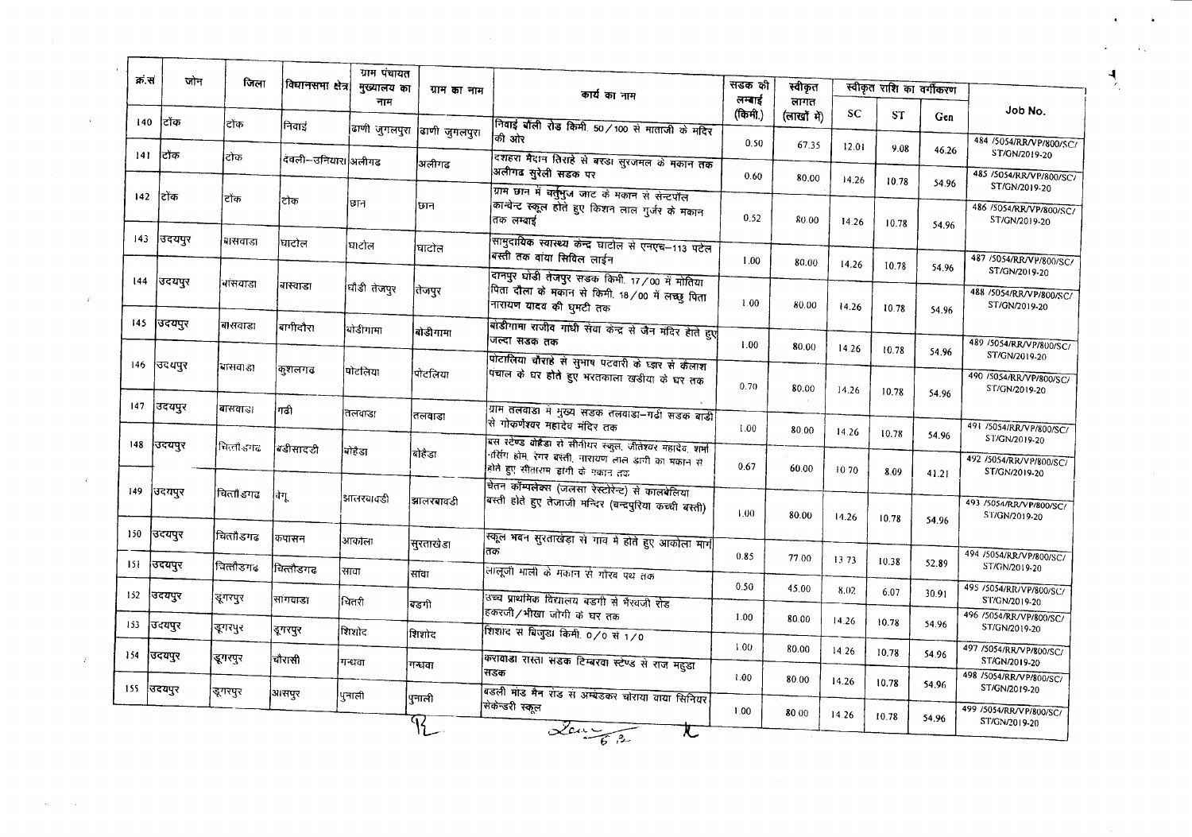| क्र.सं | जोन | जिला | विधानसभा क्षेत्र | ग्राम पंचायत मुख्यालय का नाम | ग्राम का नाम | कार्य का नाम | सडक की लम्बाई (किमी.) | स्वीकृत लागत (लाखों में) | स्वीकृत राशि का वर्गीकरण | | | Job No. |
|---|---|---|---|---|---|---|---|---|---|---|---|---|
| | | | | | | | | | SC | ST | Gen | |
| 140 | टोंक | टोंक | निवाई | ढाणी जुगलपुरा | ढाणी जुगलपुरा | निवाई बौंली रोड किमी. 50/100 से माताजी के मंदिर की ओर | 0.50 | 67.35 | 12.01 | 9.08 | 46.26 | 484 /5054/RR/VP/800/SC/ST/GN/2019-20 |
| 141 | टोंक | टोंक | देवली–उनियारा | अलीगढ | अलीगढ | दशहरा मैदान तिराहे से बरडा सुरजमल के मकान तक अलीगढ सुरेली सडक पर | 0.60 | 80.00 | 14.26 | 10.78 | 54.96 | 485 /5054/RR/VP/800/SC/ST/GN/2019-20 |
| 142 | टोंक | टोंक | टोंक | छान | छान | ग्राम छान में चतुर्भुज जाट के मकान से सेन्टपॉल कान्वेन्ट स्कूल होते हुए किशन लाल गुर्जर के मकान तक लम्बाई | 0.52 | 80.00 | 14.26 | 10.78 | 54.96 | 486 /5054/RR/VP/800/SC/ST/GN/2019-20 |
| 143 | उदयपुर | बांसवाडा | घाटोल | घाटोल | घाटोल | सामुदायिक स्वास्थ्य केन्द्र घाटोल से एनएच–113 पटेल बस्ती तक वाया सिविल लाईन | 1.00 | 80.00 | 14.26 | 10.78 | 54.96 | 487 /5054/RR/VP/800/SC/ST/GN/2019-20 |
| 144 | उदयपुर | बांसवाडा | बांसवाडा | घोडी तेजपुर | तेजपुर | दानपुर घोडी तेजपुर सडक किमी. 17/00 में मोतिया पिता दौला के मकान से किमी. 18/00 में लच्छू पिता नारायण यादव की घुमटी तक | 1.00 | 80.00 | 14.26 | 10.78 | 54.96 | 488 /5054/RR/VP/800/SC/ST/GN/2019-20 |
| 145 | उदयपुर | बांसवाडा | बागीदौरा | बोडीगामा | बोडीगामा | बोडीगामा राजीव गांधी सेवा केन्द्र से जैन मंदिर होते हुए जल्दा सडक तक | 1.00 | 80.00 | 14.26 | 10.78 | 54.96 | 489 /5054/RR/VP/800/SC/ST/GN/2019-20 |
| 146 | उदयपुर | बांसवाडा | कुशलगढ | पोटलिया | पोटलिया | पोटलिया चौराहे से सुभाष पटवारी के घर से कैलाश पचाल के घर होते हुए भरतकाला खडीया के घर तक | 0.70 | 80.00 | 14.26 | 10.78 | 54.96 | 490 /5054/RR/VP/800/SC/ST/GN/2019-20 |
| 147 | उदयपुर | बांसवाडा | गढी | तलवाडा | तलवाडा | ग्राम तलवाडा मे मुख्य सडक तलवाडा–गढी सडक बाडी से गोकर्णेश्वर महादेव मंदिर तक | 1.00 | 80.00 | 14.26 | 10.78 | 54.96 | 491 /5054/RR/VP/800/SC/ST/GN/2019-20 |
| 148 | उदयपुर | चित्तौडगढ | बडीसादडी | बोहेडा | बोहेडा | बस स्टेण्ड बोहेडा से सीनीयर स्कूल, जीतेश्वर महादेव, शर्मा नर्सिंग होम, रेगर बस्ती, नारायण लाल डांगी का मकान से होते हुए सीताराम डांगी के मकान तक | 0.67 | 60.00 | 10.70 | 8.09 | 41.21 | 492 /5054/RR/VP/800/SC/ST/GN/2019-20 |
| 149 | उदयपुर | चित्तौडगढ | बेगू | आलरबावडी | आलरबावडी | चेतन कॉम्पलेक्स (जलसा रेस्टोरेन्ट) से कालबेलिया बस्ती होते हुए तेजाजी मन्दिर (चन्द्रपुरिया कच्ची बस्ती) | 1.00 | 80.00 | 14.26 | 10.78 | 54.96 | 493 /5054/RR/VP/800/SC/ST/GN/2019-20 |
| 150 | उदयपुर | चित्तौडगढ | कपासन | आकोला | सुरताखेडा | स्कूल भवन सुरताखेडा से गाव मे होते हुए आकोला मार्ग तक | 0.85 | 77.00 | 13.73 | 10.38 | 52.89 | 494 /5054/RR/VP/800/SC/ST/GN/2019-20 |
| 151 | उदयपुर | चित्तौडगढ | चित्तौडगढ | सावा | सावा | लालूजी माली के मकान से गौरव पथ तक | 0.50 | 45.00 | 8.02 | 6.07 | 30.91 | 495 /5054/RR/VP/800/SC/ST/GN/2019-20 |
| 152 | उदयपुर | डूंगरपुर | सागवाडा | चितरी | बडगी | उच्च प्राथमिक विद्यालय बडगी से भैरवजी रोड हकरजी/भीखा जोगी के घर तक | 1.00 | 80.00 | 14.26 | 10.78 | 54.96 | 496 /5054/RR/VP/800/SC/ST/GN/2019-20 |
| 153 | उदयपुर | डूंगरपुर | डूंगरपुर | शिशोद | शिशोद | शिशोद से बिजुडा किमी. 0/0 से 1/0 | 1.00 | 80.00 | 14.26 | 10.78 | 54.96 | 497 /5054/RR/VP/800/SC/ST/GN/2019-20 |
| 154 | उदयपुर | डूंगरपुर | चौरासी | गन्धवा | गन्धवा | करावाडा रास्ता सडक टिम्बरवा स्टेण्ड से राज महुडा सडक | 1.00 | 80.00 | 14.26 | 10.78 | 54.96 | 498 /5054/RR/VP/800/SC/ST/GN/2019-20 |
| 155 | उदयपुर | डूंगरपुर | आसपुर | पुनाली | पुनाली | बडली मोड मैन रोड से अम्बेडकर चोराया वाया सिनियर सेकेन्डरी स्कूल | 1.00 | 80.00 | 14.26 | 10.78 | 54.96 | 499 /5054/RR/VP/800/SC/ST/GN/2019-20 |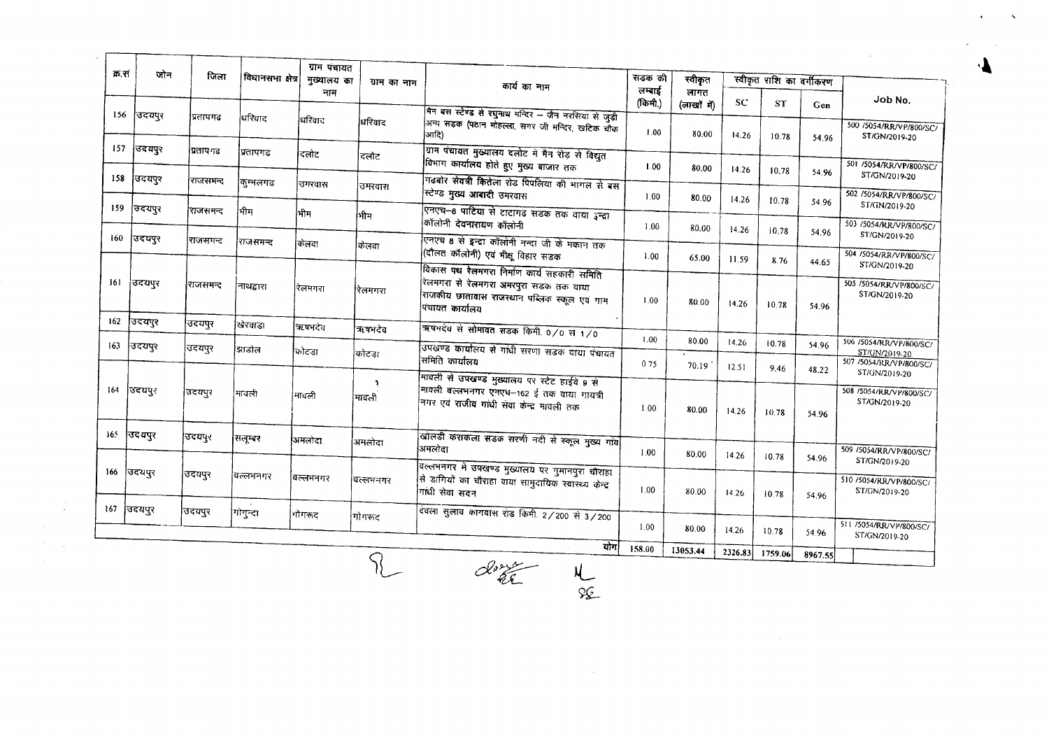| क्र.सं | जोन | जिला | विधानसभा क्षेत्र | ग्राम पंचायत मुख्यालय का नाम | ग्राम का नाम | कार्य का नाम | सड़क की लम्बाई (किमी.) | स्वीकृत लागत (लाखों में) | स्वीकृत राशि का वर्गीकरण | | | Job No. |
|---|---|---|---|---|---|---|---|---|---|---|---|---|
| | | | | | | | | | SC | ST | Gen | |
| 156 | उदयपुर | प्रतापगढ | धरियाद | धरियाद | धरियाद | मैन बस स्टेण्ड से रघुनाथ मन्दिर – जैन नरसिया से जुड़ी अन्य सड़क (पठान मोहल्ला, सगर जी मन्दिर, खटिक चौक आदि) | 1.00 | 80.00 | 14.26 | 10.78 | 54.96 | 500 /5054/RR/VP/800/SC/ST/GN/2019-20 |
| 157 | उदयपुर | प्रतापगढ | प्रतापगढ | दलोट | दलोट | ग्राम पंचायत मुख्यालय दलोट में मैन रोड़ से विद्युत विभाग कार्यालय होते हुए मुख्य बाजार तक | 1.00 | 80.00 | 14.26 | 10.78 | 54.96 | 501 /5054/RR/VP/800/SC/ST/GN/2019-20 |
| 158 | उदयपुर | राजसमन्द | कुम्भलगढ | उमरवास | उमरवास | गढबोर सेवन्त्री कितेला रोड पिपलिया की भागल से बस स्टेण्ड मुख्य आबादी उमरवास | 1.00 | 80.00 | 14.26 | 10.78 | 54.96 | 502 /5054/RR/VP/800/SC/ST/GN/2019-20 |
| 159 | उदयपुर | राजसमन्द | भीम | भीम | भीम | एनएच–8 पाटिया से टाटगढ सड़क तक वाया इन्द्रा कॉलोनी देवनारायण कॉलोनी | 1.00 | 80.00 | 14.26 | 10.78 | 54.96 | 503 /5054/RR/VP/800/SC/ST/GN/2019-20 |
| 160 | उदयपुर | राजसमन्द | राजसमन्द | केलवा | केलवा | एनएच 8 से इन्द्रा कॉलोनी नन्दा जी के मकान तक (दौलत कॉलोनी) एवं भीक्षू विहार सड़क | 1.00 | 65.00 | 11.59 | 8.76 | 44.65 | 504 /5054/RR/VP/800/SC/ST/GN/2019-20 |
| 161 | उदयपुर | राजसमन्द | नाथद्वारा | रेलमगरा | रेलमगरा | विकास पथ रेलमगरा निर्माण कार्य सहकारी समिति रेलमगरा से रेलमगरा अमरपुरा सड़क तक वाया राजकीय छात्रावास राजस्थान पब्लिक स्कूल एवं ग्राम पंचायत कार्यालय | 1.00 | 80.00 | 14.26 | 10.78 | 54.96 | 505 /5054/RR/VP/800/SC/ST/GN/2019-20 |
| 162 | उदयपुर | उदयपुर | खेरवाडा | ऋषभदेव | ऋषभदेव | ऋषभदेव से सोमावत सड़क किमी. 0/0 से 1/0 | 1.00 | 80.00 | 14.26 | 10.78 | 54.96 | 506 /5054/RR/VP/800/SC/ST/GN/2019-20 |
| 163 | उदयपुर | उदयपुर | झाडोल | कोटडा | कोटडा | उपखण्ड कार्यालय से गांधी सरणा सड़क वाया पंचायत समिति कार्यालय | 0.75 | 70.19 | 12.51 | 9.46 | 48.22 | 507 /5054/RR/VP/800/SC/ST/GN/2019-20 |
| 164 | उदयपुर | उदयपुर | मावली | मावली | मावली | मावली से उपखण्ड मुख्यालय पर स्टेट हाईवे 9 से मावली वल्लभनगर एनएच–162 ई तक वाया गायत्री नगर एवं राजीव गांधी सेवा केन्द्र मावली तक | 1.00 | 80.00 | 14.26 | 10.78 | 54.96 | 508 /5054/RR/VP/800/SC/ST/GN/2019-20 |
| 165 | उदयपुर | उदयपुर | सलूम्बर | अमलोदा | अमलोदा | खोलडी कराकला सड़क सरणी नदी से स्कूल मुख्य गांव अमलोदा | 1.00 | 80.00 | 14.26 | 10.78 | 54.96 | 509 /5054/RR/VP/800/SC/ST/GN/2019-20 |
| 166 | उदयपुर | उदयपुर | वल्लभनगर | वल्लभनगर | वल्लभनगर | वल्लभनगर में उपखण्ड मुख्यालय पर गुमानपुरा चौराहा से डांगियों का चौराहा वाया सामुदायिक स्वास्थ्य केन्द्र गांधी सेवा सदन | 1.00 | 80.00 | 14.26 | 10.78 | 54.96 | 510 /5054/RR/VP/800/SC/ST/GN/2019-20 |
| 167 | उदयपुर | उदयपुर | गोगुन्दा | गोगरूद | गोगरूद | दवला सुलाव कागवास रोड किमी. 2/200 से 3/200 | 1.00 | 80.00 | 14.26 | 10.78 | 54.96 | 511 /5054/RR/VP/800/SC/ST/GN/2019-20 |
| | | | | | | योग | 158.00 | 13053.44 | 2326.83 | 1759.06 | 8967.55 | |